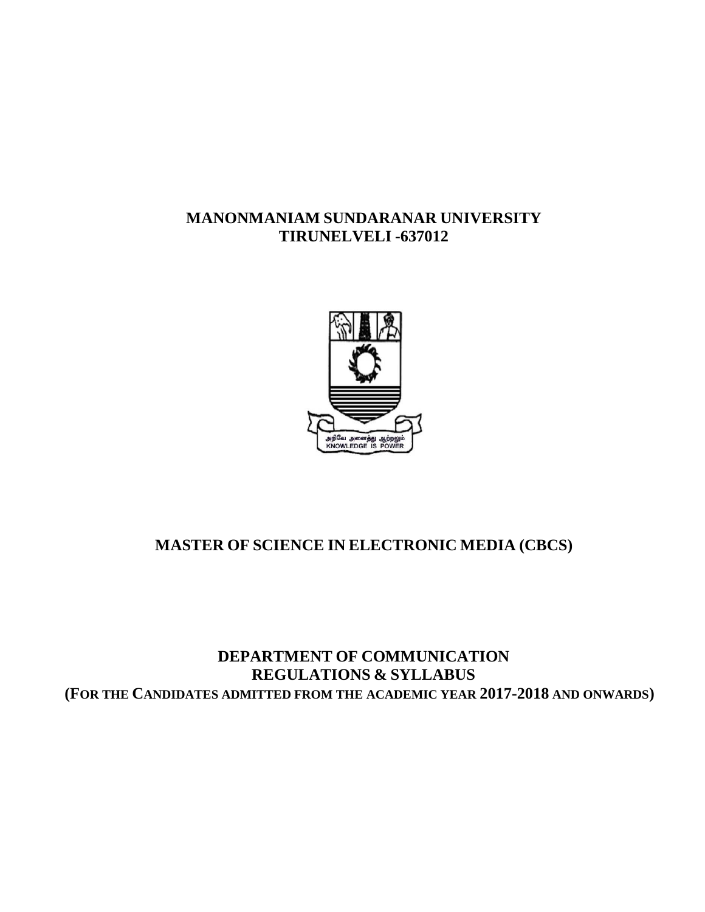# MANONMANIAM SUNDARANAR UNIVERSITY
## TIRUNELVELI -637012

அறிவே அனைத்து ஆற்றலும்
KNOWLEDGE IS POWER

## MASTER OF SCIENCE IN ELECTRONIC MEDIA (CBCS)

## DEPARTMENT OF COMMUNICATION
## REGULATIONS & SYLLABUS
**(FOR THE CANDIDATES ADMITTED FROM THE ACADEMIC YEAR 2017-2018 AND ONWARDS)**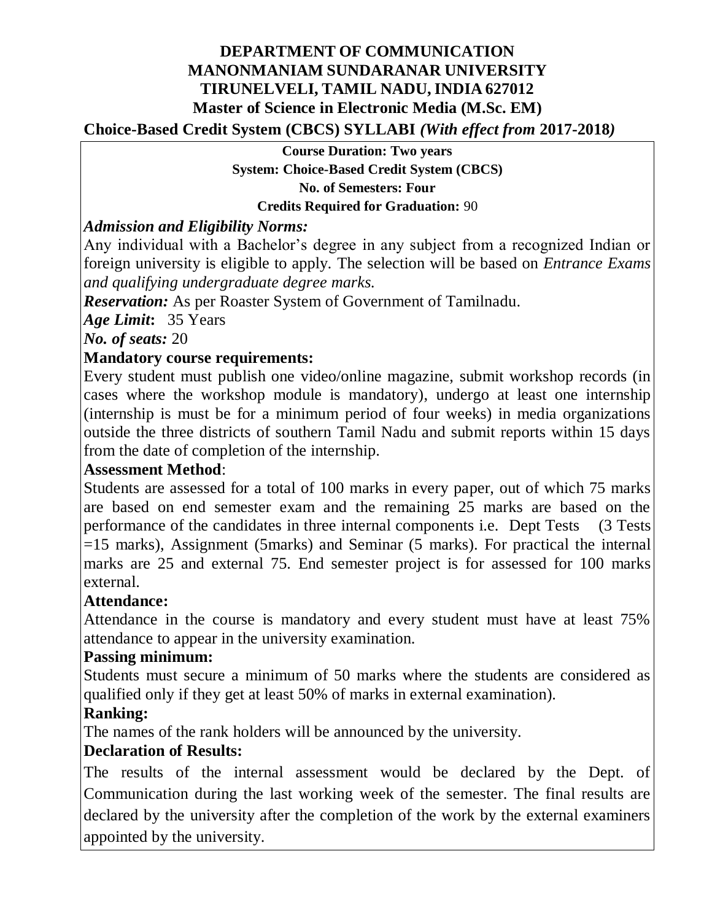# DEPARTMENT OF COMMUNICATION
# MANONMANIAM SUNDARANAR UNIVERSITY
# TIRUNELVELI, TAMIL NADU, INDIA 627012
## Master of Science in Electronic Media (M.Sc. EM)
## Choice-Based Credit System (CBCS) SYLLABI *(With effect from* 2017-2018*)*

**Course Duration: Two years**

**System: Choice-Based Credit System (CBCS)**

**No. of Semesters: Four**

**Credits Required for Graduation:** 90

***Admission and Eligibility Norms:***

Any individual with a Bachelor's degree in any subject from a recognized Indian or foreign university is eligible to apply. The selection will be based on *Entrance Exams and qualifying undergraduate degree marks.*

***Reservation:*** As per Roaster System of Government of Tamilnadu.

***Age Limit*:** 35 Years

***No. of seats:*** 20

**Mandatory course requirements:**

Every student must publish one video/online magazine, submit workshop records (in cases where the workshop module is mandatory), undergo at least one internship (internship is must be for a minimum period of four weeks) in media organizations outside the three districts of southern Tamil Nadu and submit reports within 15 days from the date of completion of the internship.

**Assessment Method**:

Students are assessed for a total of 100 marks in every paper, out of which 75 marks are based on end semester exam and the remaining 25 marks are based on the performance of the candidates in three internal components i.e. Dept Tests (3 Tests =15 marks), Assignment (5marks) and Seminar (5 marks). For practical the internal marks are 25 and external 75. End semester project is for assessed for 100 marks external.

**Attendance:**

Attendance in the course is mandatory and every student must have at least 75% attendance to appear in the university examination.

**Passing minimum:**

Students must secure a minimum of 50 marks where the students are considered as qualified only if they get at least 50% of marks in external examination).

**Ranking:**

The names of the rank holders will be announced by the university.

**Declaration of Results:**

The results of the internal assessment would be declared by the Dept. of Communication during the last working week of the semester. The final results are declared by the university after the completion of the work by the external examiners appointed by the university.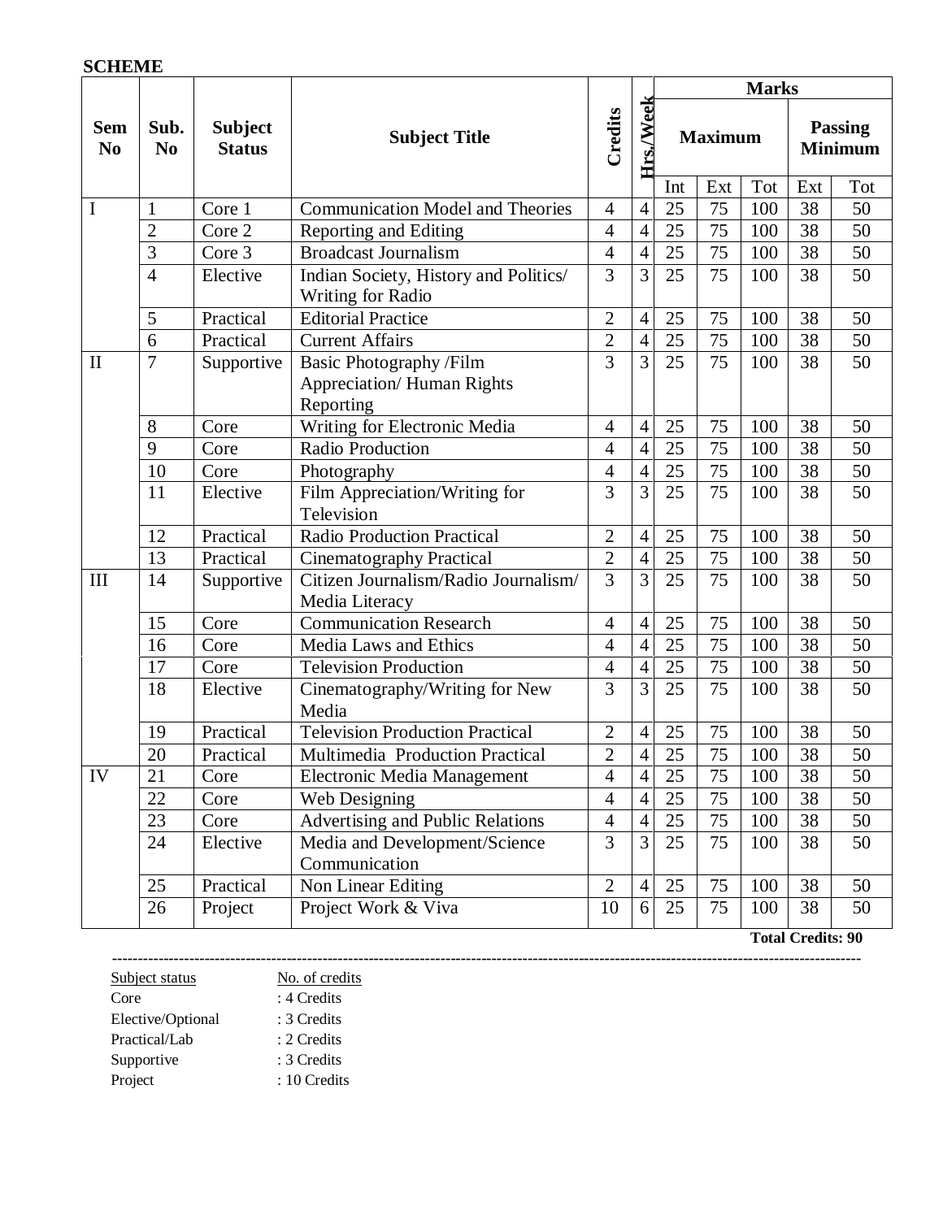**SCHEME**

| Sem No | Sub. No | Subject Status | Subject Title | Credits | Hrs./Week | Marks | | | | |
|---|---|---|---|---|---|---|---|---|---|---|
| | | | | | | Maximum | | | Passing Minimum | |
| | | | | | | Int | Ext | Tot | Ext | Tot |
| I | 1 | Core 1 | Communication Model and Theories | 4 | 4 | 25 | 75 | 100 | 38 | 50 |
| | 2 | Core 2 | Reporting and Editing | 4 | 4 | 25 | 75 | 100 | 38 | 50 |
| | 3 | Core 3 | Broadcast Journalism | 4 | 4 | 25 | 75 | 100 | 38 | 50 |
| | 4 | Elective | Indian Society, History and Politics/ Writing for Radio | 3 | 3 | 25 | 75 | 100 | 38 | 50 |
| | 5 | Practical | Editorial Practice | 2 | 4 | 25 | 75 | 100 | 38 | 50 |
| | 6 | Practical | Current Affairs | 2 | 4 | 25 | 75 | 100 | 38 | 50 |
| II | 7 | Supportive | Basic Photography /Film Appreciation/ Human Rights Reporting | 3 | 3 | 25 | 75 | 100 | 38 | 50 |
| | 8 | Core | Writing for Electronic Media | 4 | 4 | 25 | 75 | 100 | 38 | 50 |
| | 9 | Core | Radio Production | 4 | 4 | 25 | 75 | 100 | 38 | 50 |
| | 10 | Core | Photography | 4 | 4 | 25 | 75 | 100 | 38 | 50 |
| | 11 | Elective | Film Appreciation/Writing for Television | 3 | 3 | 25 | 75 | 100 | 38 | 50 |
| | 12 | Practical | Radio Production Practical | 2 | 4 | 25 | 75 | 100 | 38 | 50 |
| | 13 | Practical | Cinematography Practical | 2 | 4 | 25 | 75 | 100 | 38 | 50 |
| III | 14 | Supportive | Citizen Journalism/Radio Journalism/ Media Literacy | 3 | 3 | 25 | 75 | 100 | 38 | 50 |
| | 15 | Core | Communication Research | 4 | 4 | 25 | 75 | 100 | 38 | 50 |
| | 16 | Core | Media Laws and Ethics | 4 | 4 | 25 | 75 | 100 | 38 | 50 |
| | 17 | Core | Television Production | 4 | 4 | 25 | 75 | 100 | 38 | 50 |
| | 18 | Elective | Cinematography/Writing for New Media | 3 | 3 | 25 | 75 | 100 | 38 | 50 |
| | 19 | Practical | Television Production Practical | 2 | 4 | 25 | 75 | 100 | 38 | 50 |
| | 20 | Practical | Multimedia Production Practical | 2 | 4 | 25 | 75 | 100 | 38 | 50 |
| IV | 21 | Core | Electronic Media Management | 4 | 4 | 25 | 75 | 100 | 38 | 50 |
| | 22 | Core | Web Designing | 4 | 4 | 25 | 75 | 100 | 38 | 50 |
| | 23 | Core | Advertising and Public Relations | 4 | 4 | 25 | 75 | 100 | 38 | 50 |
| | 24 | Elective | Media and Development/Science Communication | 3 | 3 | 25 | 75 | 100 | 38 | 50 |
| | 25 | Practical | Non Linear Editing | 2 | 4 | 25 | 75 | 100 | 38 | 50 |
| | 26 | Project | Project Work & Viva | 10 | 6 | 25 | 75 | 100 | 38 | 50 |

**Total Credits: 90**

---

| Subject status | No. of credits |
|---|---|
| Core | : 4 Credits |
| Elective/Optional | : 3 Credits |
| Practical/Lab | : 2 Credits |
| Supportive | : 3 Credits |
| Project | : 10 Credits |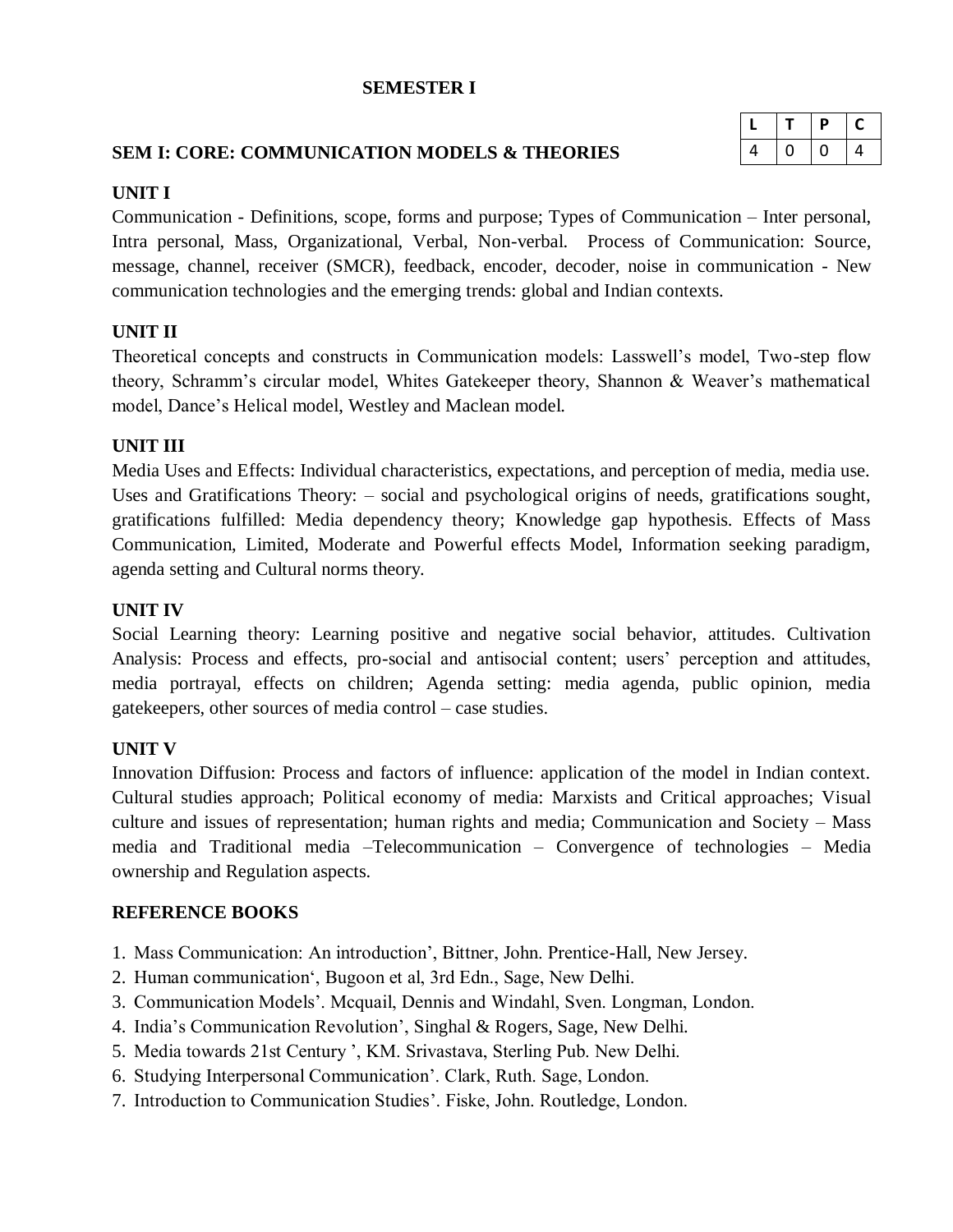## SEMESTER I

### SEM I: CORE: COMMUNICATION MODELS & THEORIES

| L | T | P | C |
|---|---|---|---|
| 4 | 0 | 0 | 4 |

**UNIT I**

Communication - Definitions, scope, forms and purpose; Types of Communication – Inter personal, Intra personal, Mass, Organizational, Verbal, Non-verbal. Process of Communication: Source, message, channel, receiver (SMCR), feedback, encoder, decoder, noise in communication - New communication technologies and the emerging trends: global and Indian contexts.

**UNIT II**

Theoretical concepts and constructs in Communication models: Lasswell's model, Two-step flow theory, Schramm's circular model, Whites Gatekeeper theory, Shannon & Weaver's mathematical model, Dance's Helical model, Westley and Maclean model.

**UNIT III**

Media Uses and Effects: Individual characteristics, expectations, and perception of media, media use. Uses and Gratifications Theory: – social and psychological origins of needs, gratifications sought, gratifications fulfilled: Media dependency theory; Knowledge gap hypothesis. Effects of Mass Communication, Limited, Moderate and Powerful effects Model, Information seeking paradigm, agenda setting and Cultural norms theory.

**UNIT IV**

Social Learning theory: Learning positive and negative social behavior, attitudes. Cultivation Analysis: Process and effects, pro-social and antisocial content; users' perception and attitudes, media portrayal, effects on children; Agenda setting: media agenda, public opinion, media gatekeepers, other sources of media control – case studies.

**UNIT V**

Innovation Diffusion: Process and factors of influence: application of the model in Indian context. Cultural studies approach; Political economy of media: Marxists and Critical approaches; Visual culture and issues of representation; human rights and media; Communication and Society – Mass media and Traditional media –Telecommunication – Convergence of technologies – Media ownership and Regulation aspects.

**REFERENCE BOOKS**

1. Mass Communication: An introduction', Bittner, John. Prentice-Hall, New Jersey.
2. Human communication', Bugoon et al, 3rd Edn., Sage, New Delhi.
3. Communication Models'. Mcquail, Dennis and Windahl, Sven. Longman, London.
4. India's Communication Revolution', Singhal & Rogers, Sage, New Delhi.
5. Media towards 21st Century ', KM. Srivastava, Sterling Pub. New Delhi.
6. Studying Interpersonal Communication'. Clark, Ruth. Sage, London.
7. Introduction to Communication Studies'. Fiske, John. Routledge, London.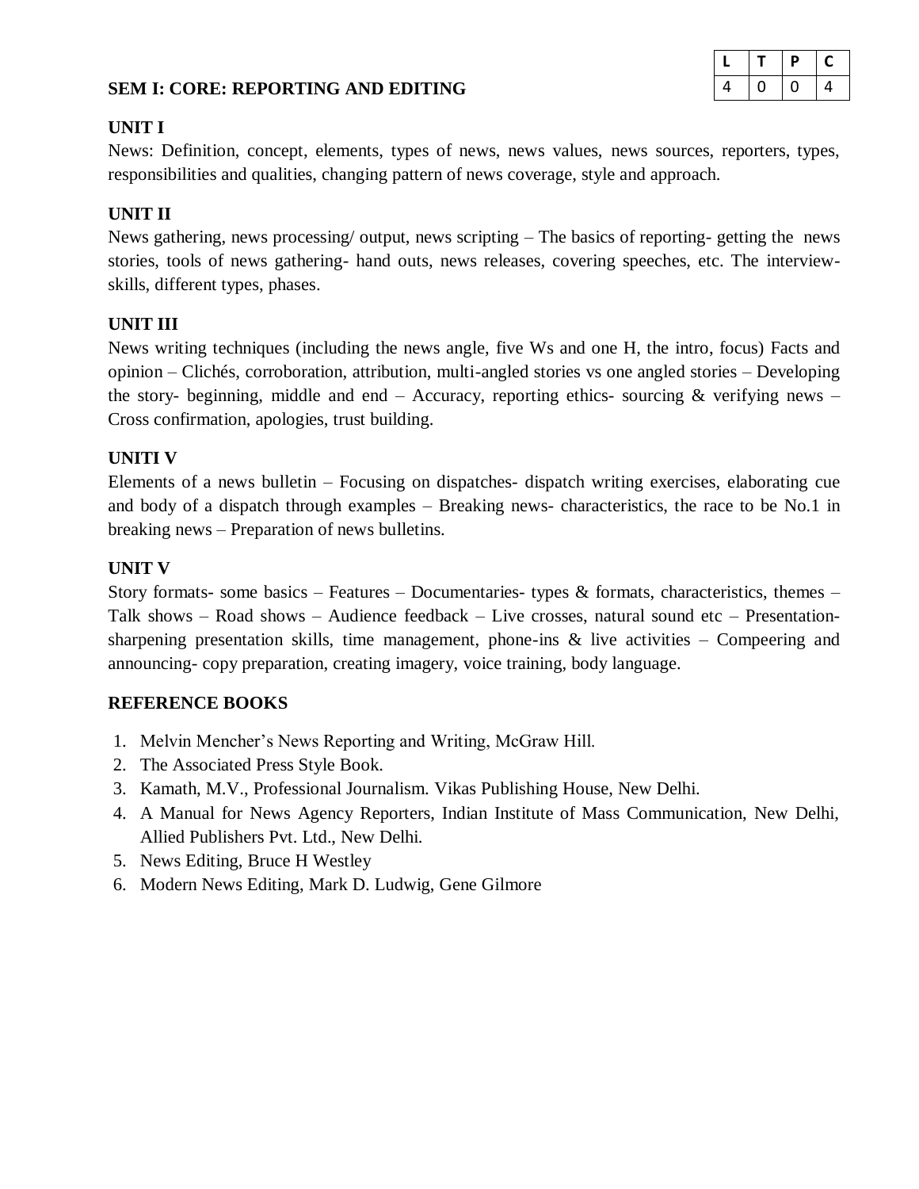## SEM I: CORE: REPORTING AND EDITING

| L | T | P | C |
|---|---|---|---|
| 4 | 0 | 0 | 4 |

### UNIT I

News: Definition, concept, elements, types of news, news values, news sources, reporters, types, responsibilities and qualities, changing pattern of news coverage, style and approach.

### UNIT II

News gathering, news processing/ output, news scripting – The basics of reporting- getting the news stories, tools of news gathering- hand outs, news releases, covering speeches, etc. The interview- skills, different types, phases.

### UNIT III

News writing techniques (including the news angle, five Ws and one H, the intro, focus) Facts and opinion – Clichés, corroboration, attribution, multi-angled stories vs one angled stories – Developing the story- beginning, middle and end – Accuracy, reporting ethics- sourcing & verifying news – Cross confirmation, apologies, trust building.

### UNITI V

Elements of a news bulletin – Focusing on dispatches- dispatch writing exercises, elaborating cue and body of a dispatch through examples – Breaking news- characteristics, the race to be No.1 in breaking news – Preparation of news bulletins.

### UNIT V

Story formats- some basics – Features – Documentaries- types & formats, characteristics, themes – Talk shows – Road shows – Audience feedback – Live crosses, natural sound etc – Presentation- sharpening presentation skills, time management, phone-ins & live activities – Compeering and announcing- copy preparation, creating imagery, voice training, body language.

### REFERENCE BOOKS

1. Melvin Mencher's News Reporting and Writing, McGraw Hill.
2. The Associated Press Style Book.
3. Kamath, M.V., Professional Journalism. Vikas Publishing House, New Delhi.
4. A Manual for News Agency Reporters, Indian Institute of Mass Communication, New Delhi, Allied Publishers Pvt. Ltd., New Delhi.
5. News Editing, Bruce H Westley
6. Modern News Editing, Mark D. Ludwig, Gene Gilmore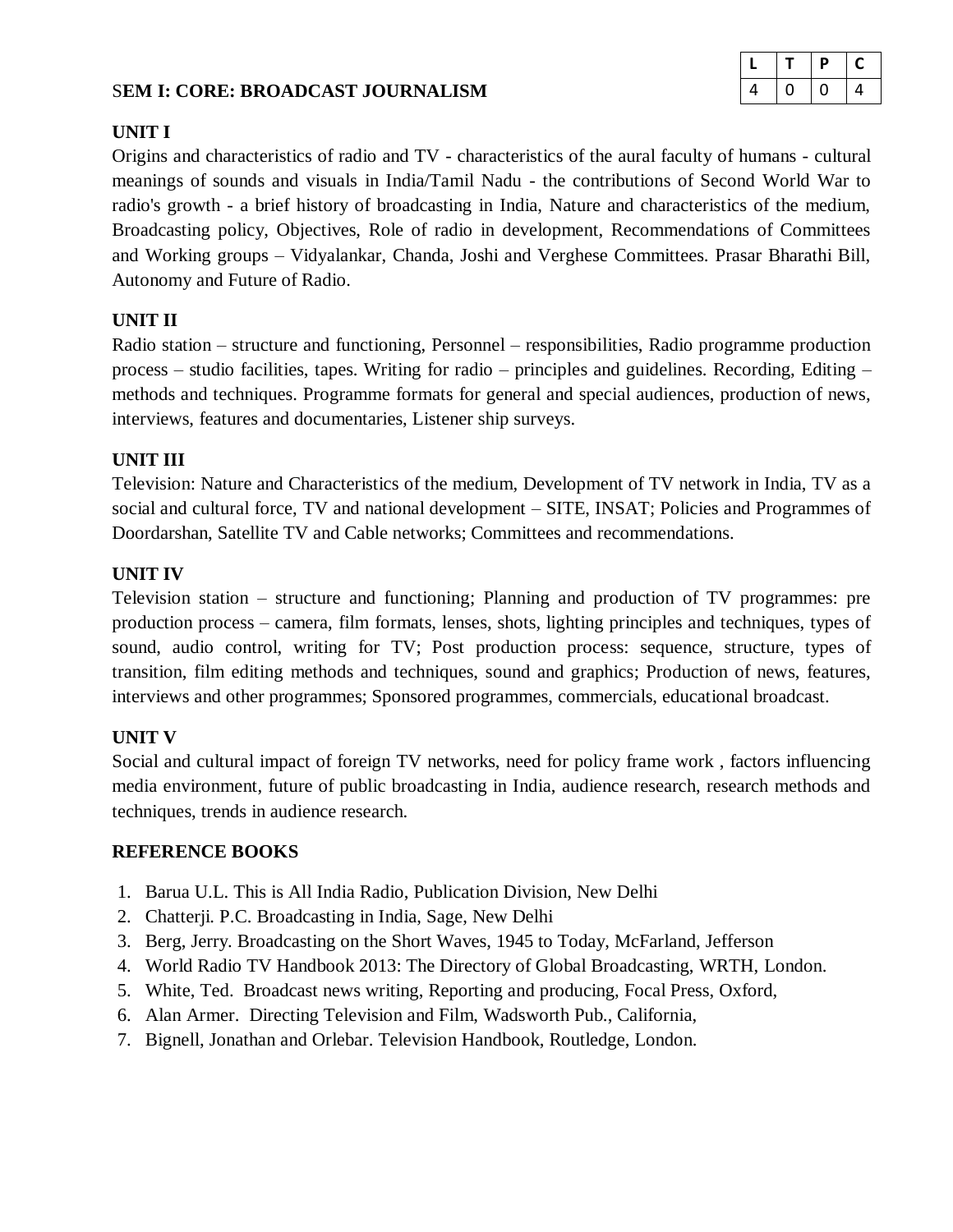## SEM I: CORE: BROADCAST JOURNALISM

| L | T | P | C |
|---|---|---|---|
| 4 | 0 | 0 | 4 |

**UNIT I**

Origins and characteristics of radio and TV - characteristics of the aural faculty of humans - cultural meanings of sounds and visuals in India/Tamil Nadu - the contributions of Second World War to radio's growth - a brief history of broadcasting in India, Nature and characteristics of the medium, Broadcasting policy, Objectives, Role of radio in development, Recommendations of Committees and Working groups – Vidyalankar, Chanda, Joshi and Verghese Committees. Prasar Bharathi Bill, Autonomy and Future of Radio.

**UNIT II**

Radio station – structure and functioning, Personnel – responsibilities, Radio programme production process – studio facilities, tapes. Writing for radio – principles and guidelines. Recording, Editing – methods and techniques. Programme formats for general and special audiences, production of news, interviews, features and documentaries, Listener ship surveys.

**UNIT III**

Television: Nature and Characteristics of the medium, Development of TV network in India, TV as a social and cultural force, TV and national development – SITE, INSAT; Policies and Programmes of Doordarshan, Satellite TV and Cable networks; Committees and recommendations.

**UNIT IV**

Television station – structure and functioning; Planning and production of TV programmes: pre production process – camera, film formats, lenses, shots, lighting principles and techniques, types of sound, audio control, writing for TV; Post production process: sequence, structure, types of transition, film editing methods and techniques, sound and graphics; Production of news, features, interviews and other programmes; Sponsored programmes, commercials, educational broadcast.

**UNIT V**

Social and cultural impact of foreign TV networks, need for policy frame work , factors influencing media environment, future of public broadcasting in India, audience research, research methods and techniques, trends in audience research.

**REFERENCE BOOKS**

1. Barua U.L. This is All India Radio, Publication Division, New Delhi
2. Chatterji. P.C. Broadcasting in India, Sage, New Delhi
3. Berg, Jerry. Broadcasting on the Short Waves, 1945 to Today, McFarland, Jefferson
4. World Radio TV Handbook 2013: The Directory of Global Broadcasting, WRTH, London.
5. White, Ted. Broadcast news writing, Reporting and producing, Focal Press, Oxford,
6. Alan Armer. Directing Television and Film, Wadsworth Pub., California,
7. Bignell, Jonathan and Orlebar. Television Handbook, Routledge, London.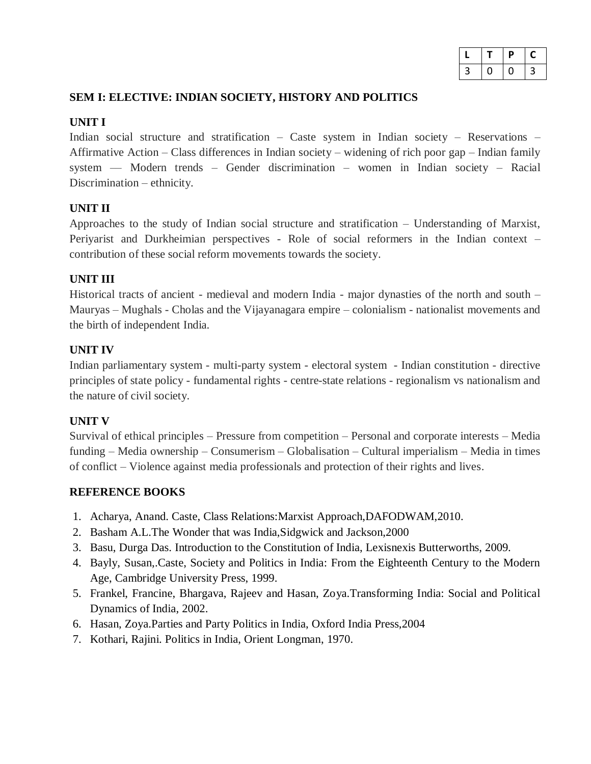| L | T | P | C |
|---|---|---|---|
| 3 | 0 | 0 | 3 |

**SEM I: ELECTIVE: INDIAN SOCIETY, HISTORY AND POLITICS**

**UNIT I**

Indian social structure and stratification – Caste system in Indian society – Reservations – Affirmative Action – Class differences in Indian society – widening of rich poor gap – Indian family system –– Modern trends – Gender discrimination – women in Indian society – Racial Discrimination – ethnicity.

**UNIT II**

Approaches to the study of Indian social structure and stratification – Understanding of Marxist, Periyarist and Durkheimian perspectives - Role of social reformers in the Indian context – contribution of these social reform movements towards the society.

**UNIT III**

Historical tracts of ancient - medieval and modern India - major dynasties of the north and south – Mauryas – Mughals - Cholas and the Vijayanagara empire – colonialism - nationalist movements and the birth of independent India.

**UNIT IV**

Indian parliamentary system - multi-party system - electoral system - Indian constitution - directive principles of state policy - fundamental rights - centre-state relations - regionalism vs nationalism and the nature of civil society.

**UNIT V**

Survival of ethical principles – Pressure from competition – Personal and corporate interests – Media funding – Media ownership – Consumerism – Globalisation – Cultural imperialism – Media in times of conflict – Violence against media professionals and protection of their rights and lives.

**REFERENCE BOOKS**

1. Acharya, Anand. Caste, Class Relations:Marxist Approach,DAFODWAM,2010.
2. Basham A.L.The Wonder that was India,Sidgwick and Jackson,2000
3. Basu, Durga Das. Introduction to the Constitution of India, Lexisnexis Butterworths, 2009.
4. Bayly, Susan,.Caste, Society and Politics in India: From the Eighteenth Century to the Modern Age, Cambridge University Press, 1999.
5. Frankel, Francine, Bhargava, Rajeev and Hasan, Zoya.Transforming India: Social and Political Dynamics of India, 2002.
6. Hasan, Zoya.Parties and Party Politics in India, Oxford India Press,2004
7. Kothari, Rajini. Politics in India, Orient Longman, 1970.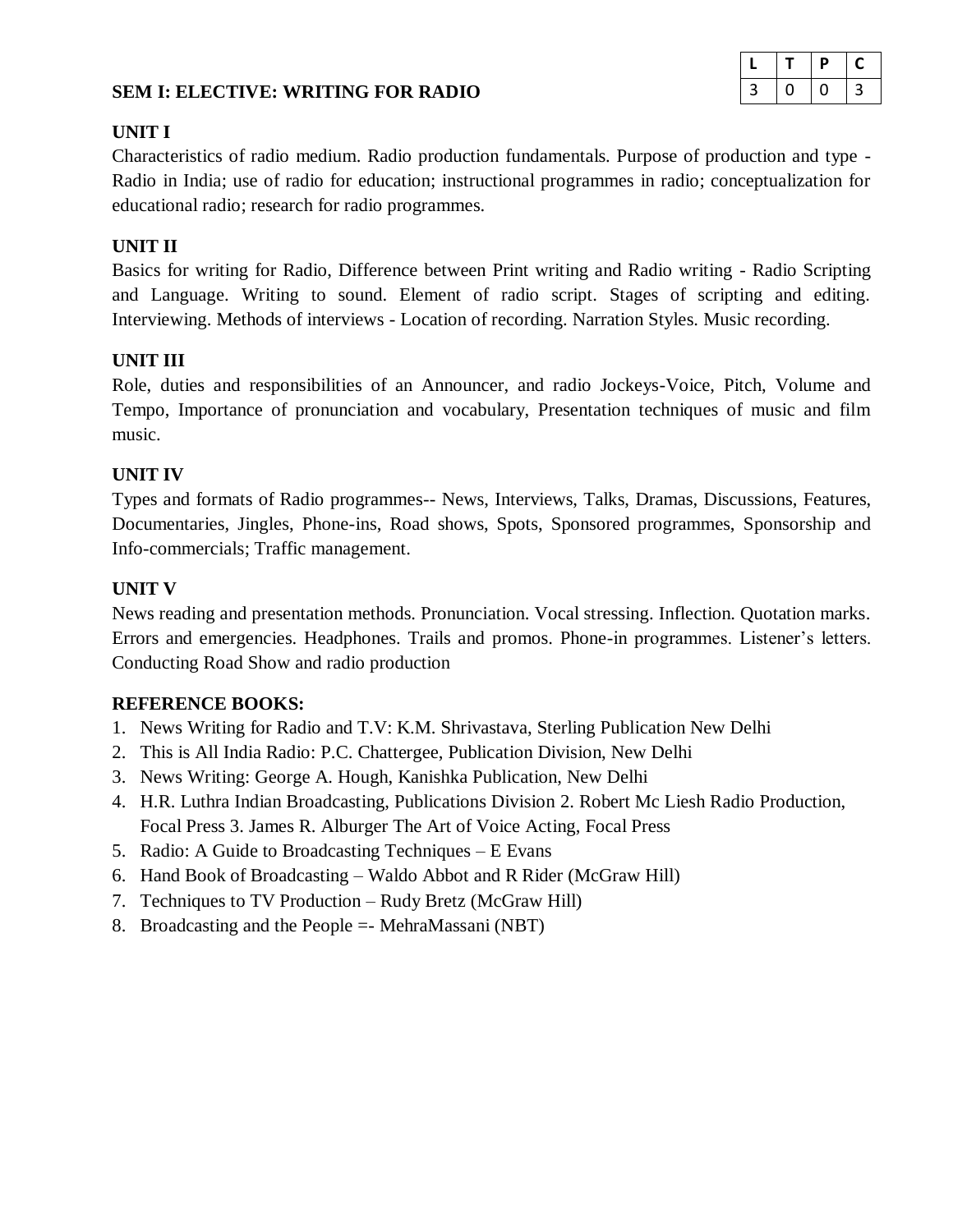## SEM I: ELECTIVE: WRITING FOR RADIO

| L | T | P | C |
|---|---|---|---|
| 3 | 0 | 0 | 3 |

### UNIT I

Characteristics of radio medium. Radio production fundamentals. Purpose of production and type - Radio in India; use of radio for education; instructional programmes in radio; conceptualization for educational radio; research for radio programmes.

### UNIT II

Basics for writing for Radio, Difference between Print writing and Radio writing - Radio Scripting and Language. Writing to sound. Element of radio script. Stages of scripting and editing. Interviewing. Methods of interviews - Location of recording. Narration Styles. Music recording.

### UNIT III

Role, duties and responsibilities of an Announcer, and radio Jockeys-Voice, Pitch, Volume and Tempo, Importance of pronunciation and vocabulary, Presentation techniques of music and film music.

### UNIT IV

Types and formats of Radio programmes-- News, Interviews, Talks, Dramas, Discussions, Features, Documentaries, Jingles, Phone-ins, Road shows, Spots, Sponsored programmes, Sponsorship and Info-commercials; Traffic management.

### UNIT V

News reading and presentation methods. Pronunciation. Vocal stressing. Inflection. Quotation marks. Errors and emergencies. Headphones. Trails and promos. Phone-in programmes. Listener's letters. Conducting Road Show and radio production

### REFERENCE BOOKS:

1. News Writing for Radio and T.V: K.M. Shrivastava, Sterling Publication New Delhi
2. This is All India Radio: P.C. Chattergee, Publication Division, New Delhi
3. News Writing: George A. Hough, Kanishka Publication, New Delhi
4. H.R. Luthra Indian Broadcasting, Publications Division 2. Robert Mc Liesh Radio Production, Focal Press 3. James R. Alburger The Art of Voice Acting, Focal Press
5. Radio: A Guide to Broadcasting Techniques – E Evans
6. Hand Book of Broadcasting – Waldo Abbot and R Rider (McGraw Hill)
7. Techniques to TV Production – Rudy Bretz (McGraw Hill)
8. Broadcasting and the People =- MehraMassani (NBT)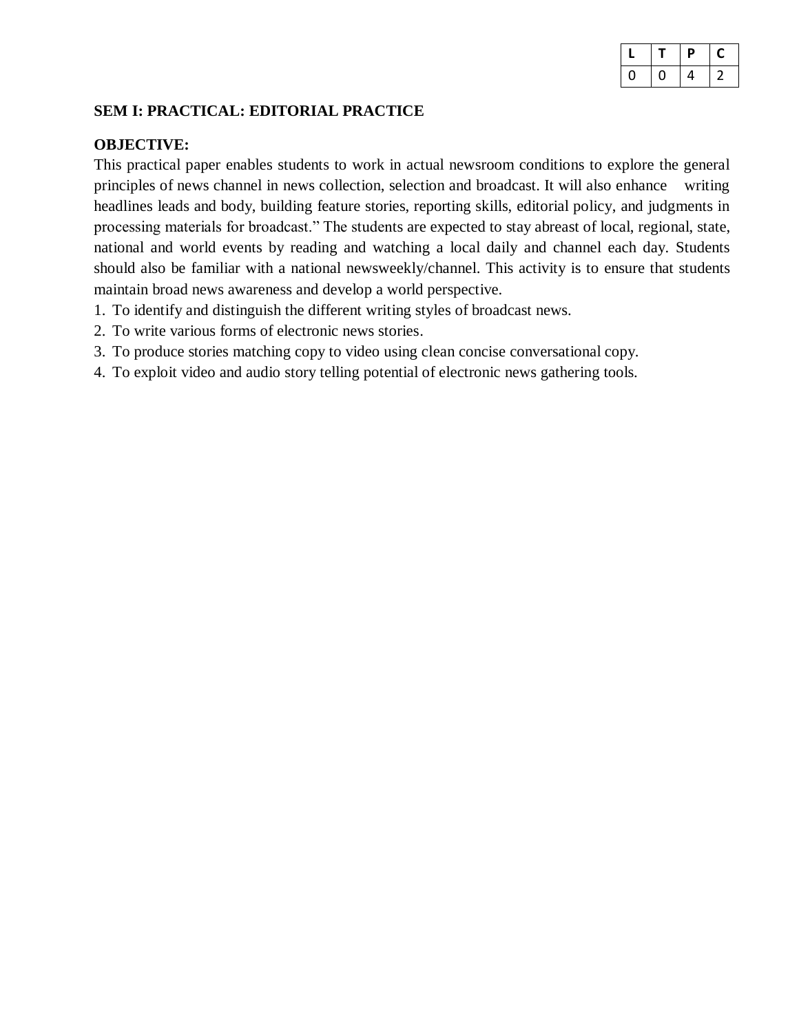| L | T | P | C |
|---|---|---|---|
| 0 | 0 | 4 | 2 |

**SEM I: PRACTICAL: EDITORIAL PRACTICE**

**OBJECTIVE:**

This practical paper enables students to work in actual newsroom conditions to explore the general principles of news channel in news collection, selection and broadcast. It will also enhance writing headlines leads and body, building feature stories, reporting skills, editorial policy, and judgments in processing materials for broadcast." The students are expected to stay abreast of local, regional, state, national and world events by reading and watching a local daily and channel each day. Students should also be familiar with a national newsweekly/channel. This activity is to ensure that students maintain broad news awareness and develop a world perspective.

1. To identify and distinguish the different writing styles of broadcast news.
2. To write various forms of electronic news stories.
3. To produce stories matching copy to video using clean concise conversational copy.
4. To exploit video and audio story telling potential of electronic news gathering tools.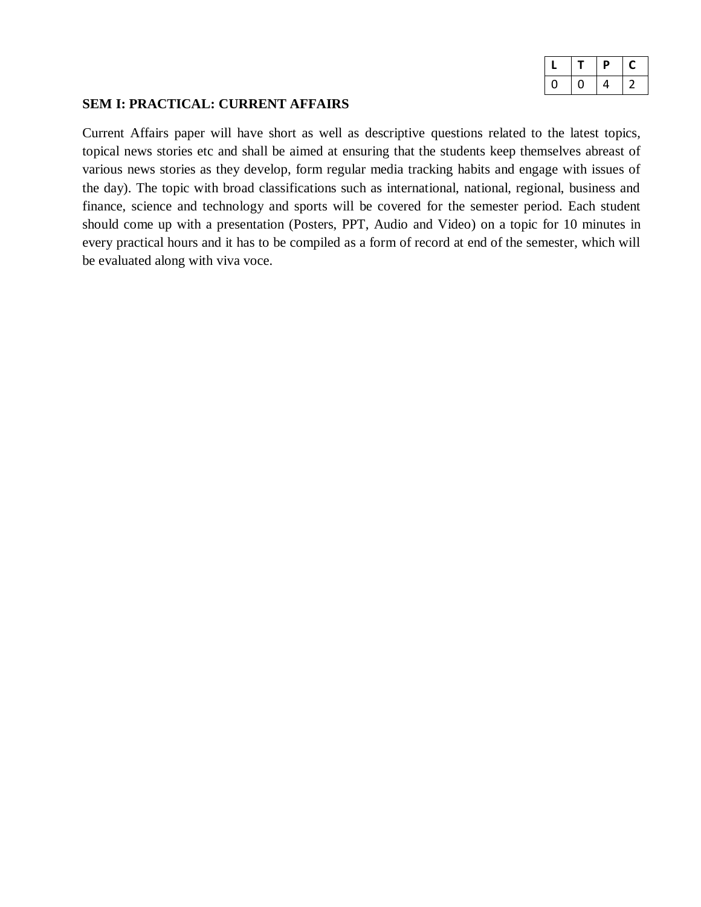| L | T | P | C |
| --- | --- | --- | --- |
| 0 | 0 | 4 | 2 |

**SEM I: PRACTICAL: CURRENT AFFAIRS**

Current Affairs paper will have short as well as descriptive questions related to the latest topics, topical news stories etc and shall be aimed at ensuring that the students keep themselves abreast of various news stories as they develop, form regular media tracking habits and engage with issues of the day). The topic with broad classifications such as international, national, regional, business and finance, science and technology and sports will be covered for the semester period. Each student should come up with a presentation (Posters, PPT, Audio and Video) on a topic for 10 minutes in every practical hours and it has to be compiled as a form of record at end of the semester, which will be evaluated along with viva voce.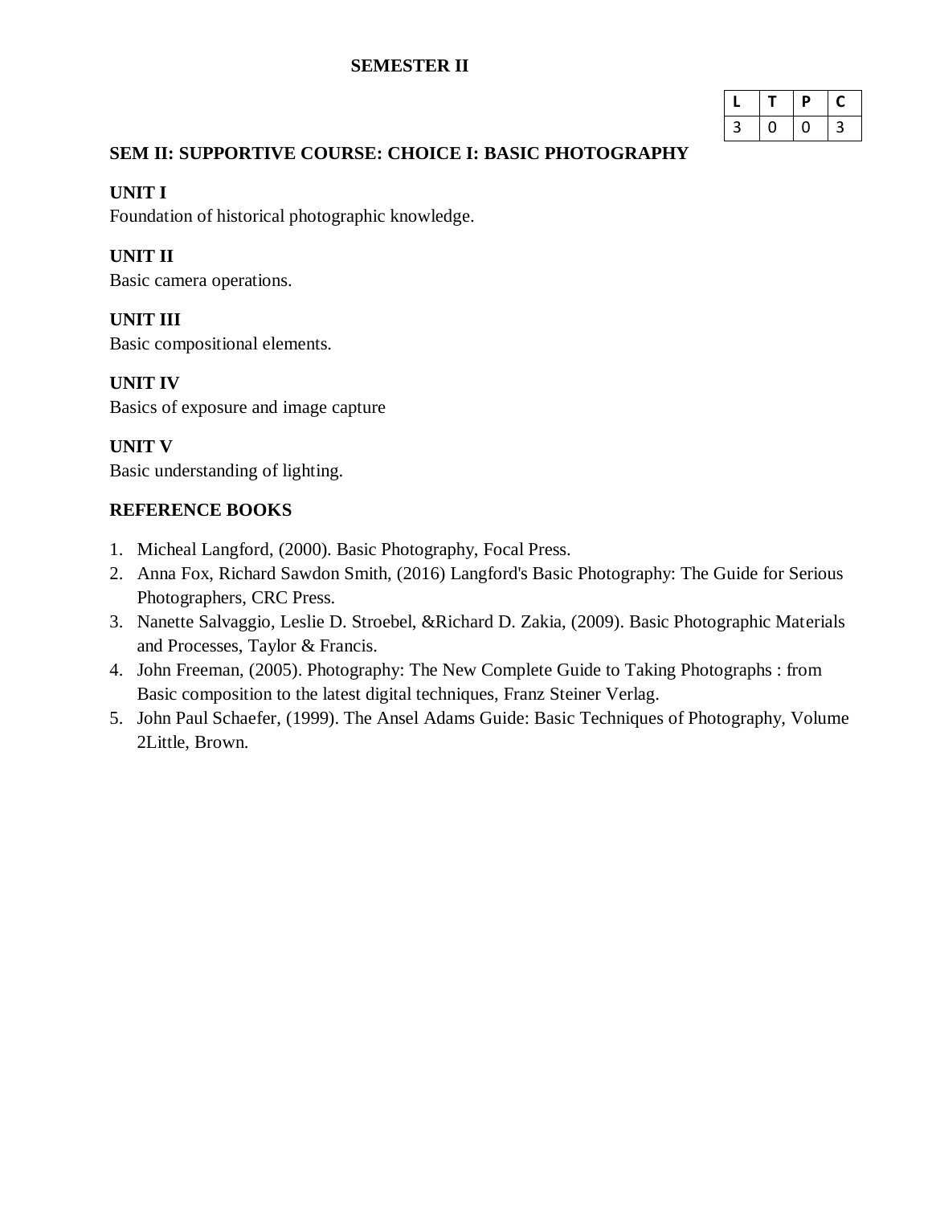## SEMESTER II

| L | T | P | C |
|---|---|---|---|
| 3 | 0 | 0 | 3 |

### SEM II: SUPPORTIVE COURSE: CHOICE I: BASIC PHOTOGRAPHY

**UNIT I**
Foundation of historical photographic knowledge.

**UNIT II**
Basic camera operations.

**UNIT III**
Basic compositional elements.

**UNIT IV**
Basics of exposure and image capture

**UNIT V**
Basic understanding of lighting.

**REFERENCE BOOKS**

1. Micheal Langford, (2000). Basic Photography, Focal Press.
2. Anna Fox, Richard Sawdon Smith, (2016) Langford's Basic Photography: The Guide for Serious Photographers, CRC Press.
3. Nanette Salvaggio, Leslie D. Stroebel, &Richard D. Zakia, (2009). Basic Photographic Materials and Processes, Taylor & Francis.
4. John Freeman, (2005). Photography: The New Complete Guide to Taking Photographs : from Basic composition to the latest digital techniques, Franz Steiner Verlag.
5. John Paul Schaefer, (1999). The Ansel Adams Guide: Basic Techniques of Photography, Volume 2Little, Brown.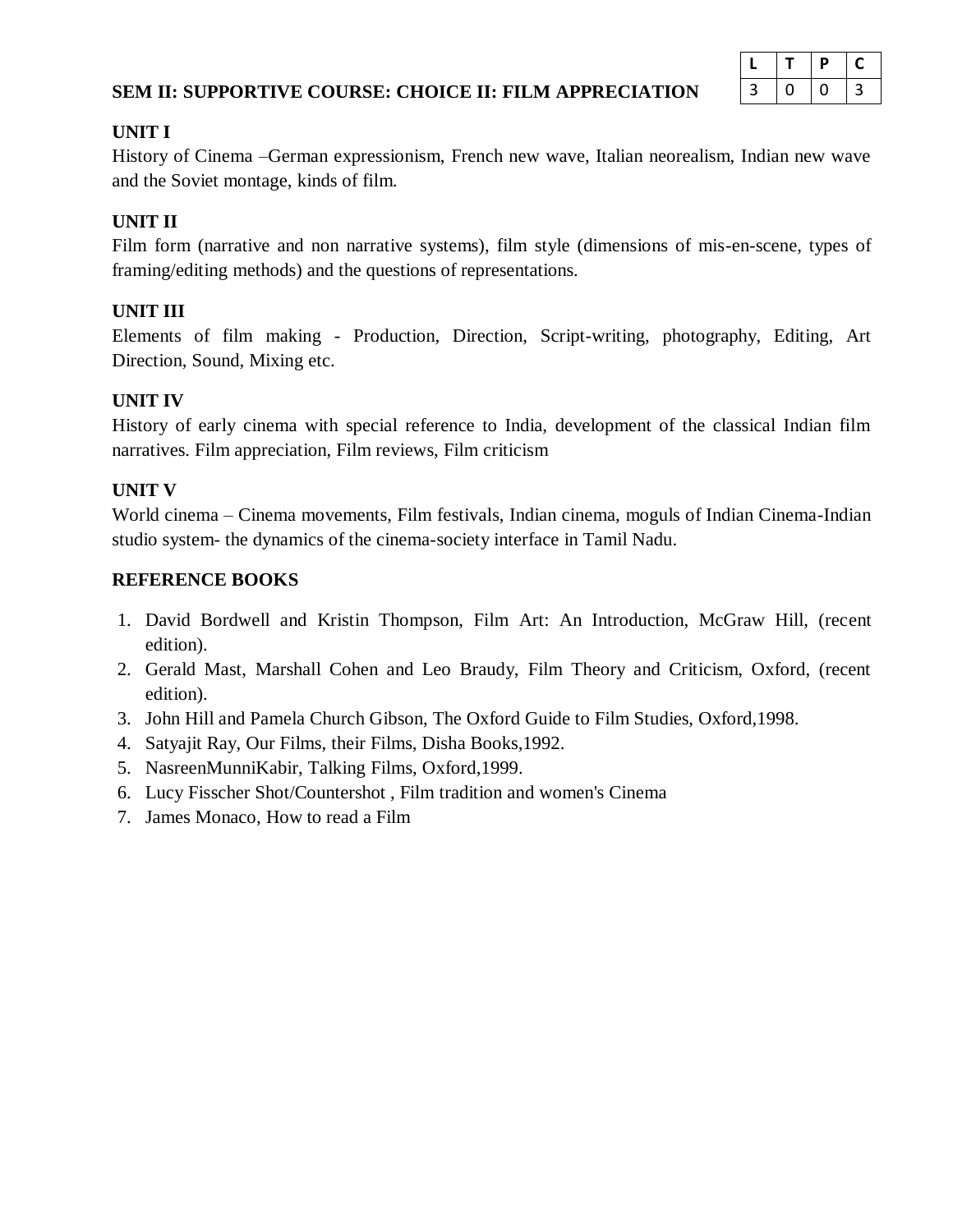## SEM II: SUPPORTIVE COURSE: CHOICE II: FILM APPRECIATION

| L | T | P | C |
|---|---|---|---|
| 3 | 0 | 0 | 3 |

### UNIT I

History of Cinema –German expressionism, French new wave, Italian neorealism, Indian new wave and the Soviet montage, kinds of film.

### UNIT II

Film form (narrative and non narrative systems), film style (dimensions of mis-en-scene, types of framing/editing methods) and the questions of representations.

### UNIT III

Elements of film making - Production, Direction, Script-writing, photography, Editing, Art Direction, Sound, Mixing etc.

### UNIT IV

History of early cinema with special reference to India, development of the classical Indian film narratives. Film appreciation, Film reviews, Film criticism

### UNIT V

World cinema – Cinema movements, Film festivals, Indian cinema, moguls of Indian Cinema-Indian studio system- the dynamics of the cinema-society interface in Tamil Nadu.

### REFERENCE BOOKS

1. David Bordwell and Kristin Thompson, Film Art: An Introduction, McGraw Hill, (recent edition).
2. Gerald Mast, Marshall Cohen and Leo Braudy, Film Theory and Criticism, Oxford, (recent edition).
3. John Hill and Pamela Church Gibson, The Oxford Guide to Film Studies, Oxford,1998.
4. Satyajit Ray, Our Films, their Films, Disha Books,1992.
5. NasreenMunniKabir, Talking Films, Oxford,1999.
6. Lucy Fisscher Shot/Countershot , Film tradition and women's Cinema
7. James Monaco, How to read a Film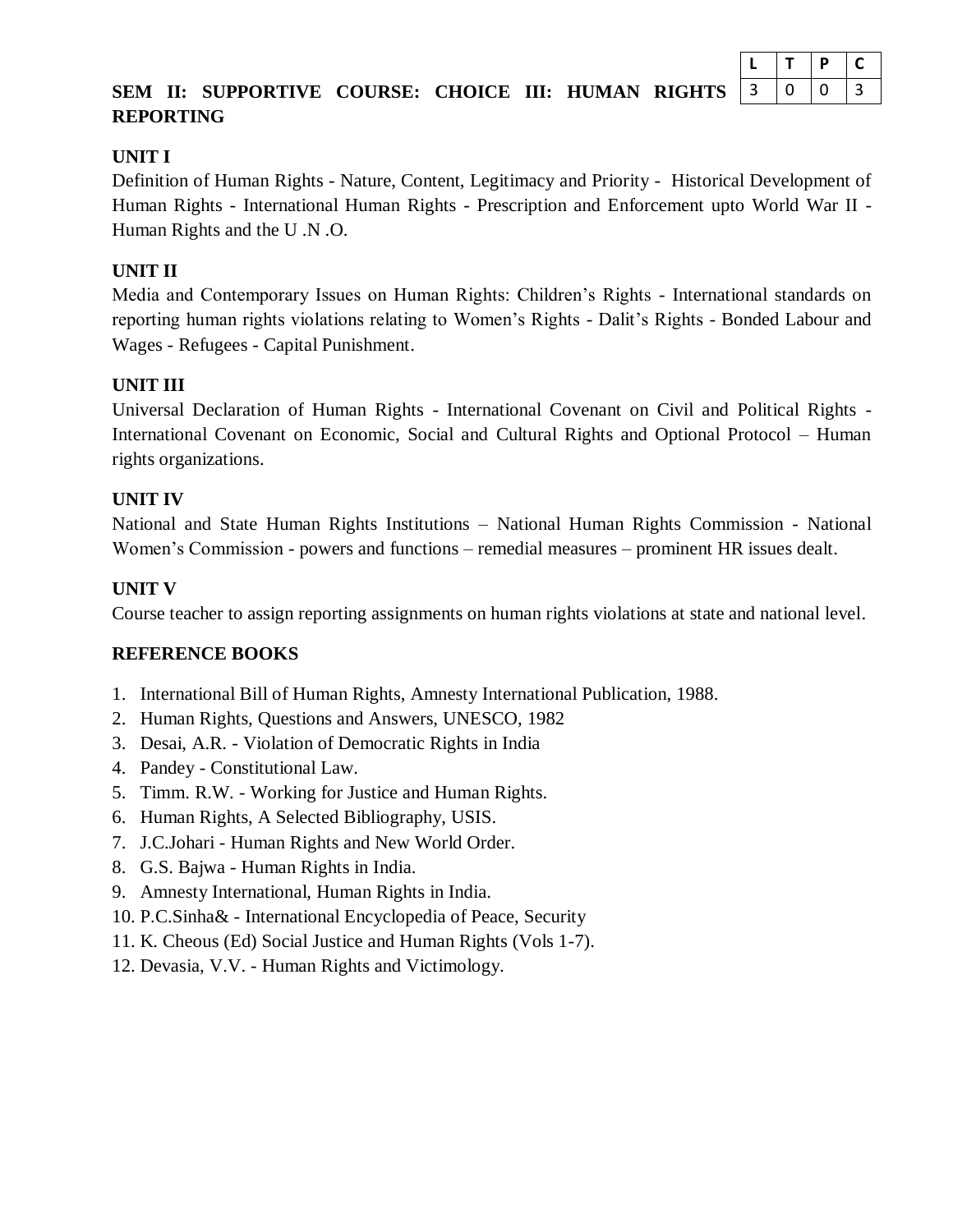| L | T | P | C |
|---|---|---|---|
| 3 | 0 | 0 | 3 |

## SEM II: SUPPORTIVE COURSE: CHOICE III: HUMAN RIGHTS REPORTING

### UNIT I

Definition of Human Rights - Nature, Content, Legitimacy and Priority - Historical Development of Human Rights - International Human Rights - Prescription and Enforcement upto World War II - Human Rights and the U .N .O.

### UNIT II

Media and Contemporary Issues on Human Rights: Children's Rights - International standards on reporting human rights violations relating to Women's Rights - Dalit's Rights - Bonded Labour and Wages - Refugees - Capital Punishment.

### UNIT III

Universal Declaration of Human Rights - International Covenant on Civil and Political Rights - International Covenant on Economic, Social and Cultural Rights and Optional Protocol – Human rights organizations.

### UNIT IV

National and State Human Rights Institutions – National Human Rights Commission - National Women's Commission - powers and functions – remedial measures – prominent HR issues dealt.

### UNIT V

Course teacher to assign reporting assignments on human rights violations at state and national level.

### REFERENCE BOOKS

1. International Bill of Human Rights, Amnesty International Publication, 1988.
2. Human Rights, Questions and Answers, UNESCO, 1982
3. Desai, A.R. - Violation of Democratic Rights in India
4. Pandey - Constitutional Law.
5. Timm. R.W. - Working for Justice and Human Rights.
6. Human Rights, A Selected Bibliography, USIS.
7. J.C.Johari - Human Rights and New World Order.
8. G.S. Bajwa - Human Rights in India.
9. Amnesty International, Human Rights in India.
10. P.C.Sinha& - International Encyclopedia of Peace, Security
11. K. Cheous (Ed) Social Justice and Human Rights (Vols 1-7).
12. Devasia, V.V. - Human Rights and Victimology.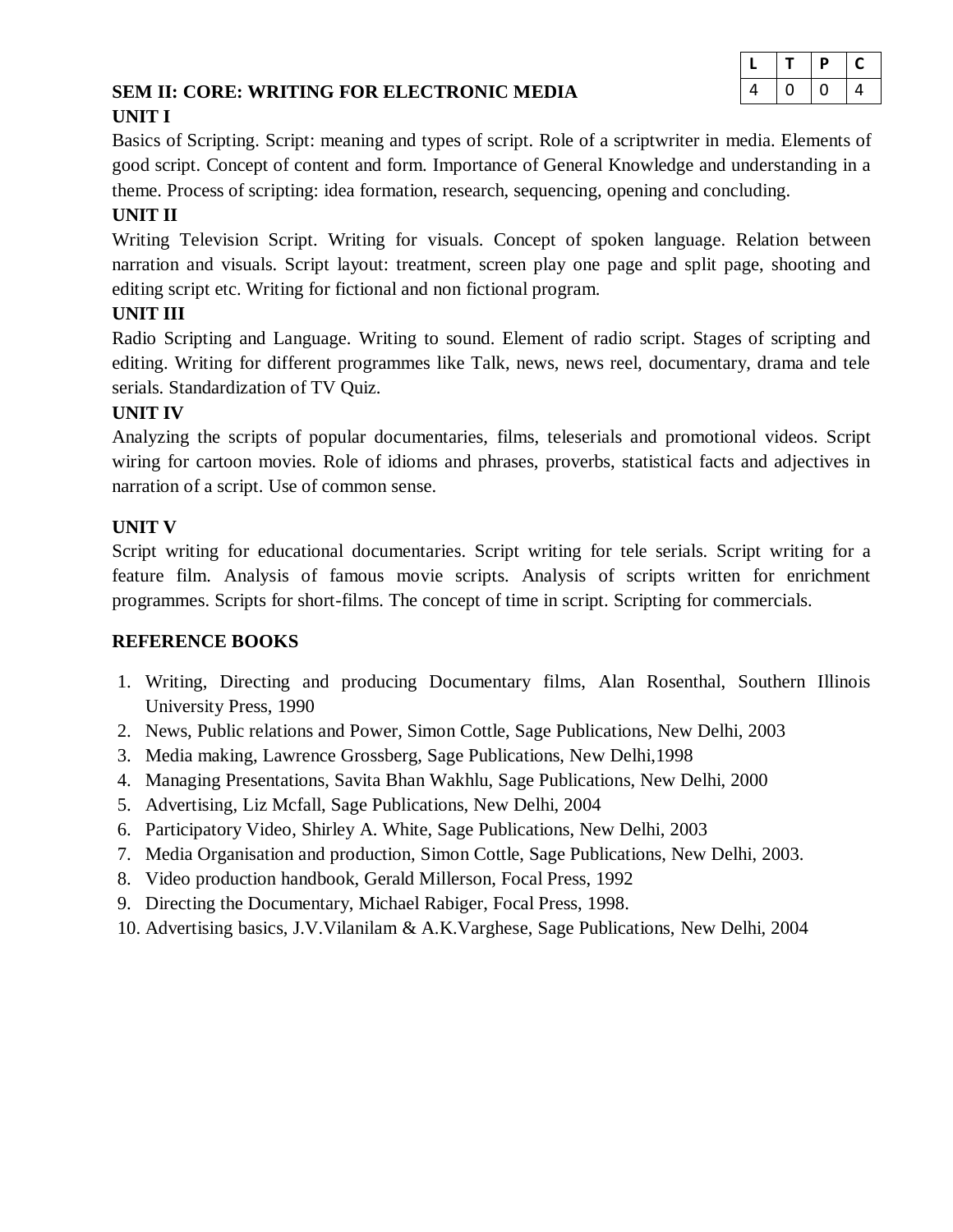| L | T | P | C |
|---|---|---|---|
| 4 | 0 | 0 | 4 |

**SEM II: CORE: WRITING FOR ELECTRONIC MEDIA**

**UNIT I**

Basics of Scripting. Script: meaning and types of script. Role of a scriptwriter in media. Elements of good script. Concept of content and form. Importance of General Knowledge and understanding in a theme. Process of scripting: idea formation, research, sequencing, opening and concluding.

**UNIT II**

Writing Television Script. Writing for visuals. Concept of spoken language. Relation between narration and visuals. Script layout: treatment, screen play one page and split page, shooting and editing script etc. Writing for fictional and non fictional program.

**UNIT III**

Radio Scripting and Language. Writing to sound. Element of radio script. Stages of scripting and editing. Writing for different programmes like Talk, news, news reel, documentary, drama and tele serials. Standardization of TV Quiz.

**UNIT IV**

Analyzing the scripts of popular documentaries, films, teleserials and promotional videos. Script wiring for cartoon movies. Role of idioms and phrases, proverbs, statistical facts and adjectives in narration of a script. Use of common sense.

**UNIT V**

Script writing for educational documentaries. Script writing for tele serials. Script writing for a feature film. Analysis of famous movie scripts. Analysis of scripts written for enrichment programmes. Scripts for short-films. The concept of time in script. Scripting for commercials.

**REFERENCE BOOKS**

1. Writing, Directing and producing Documentary films, Alan Rosenthal, Southern Illinois University Press, 1990
2. News, Public relations and Power, Simon Cottle, Sage Publications, New Delhi, 2003
3. Media making, Lawrence Grossberg, Sage Publications, New Delhi,1998
4. Managing Presentations, Savita Bhan Wakhlu, Sage Publications, New Delhi, 2000
5. Advertising, Liz Mcfall, Sage Publications, New Delhi, 2004
6. Participatory Video, Shirley A. White, Sage Publications, New Delhi, 2003
7. Media Organisation and production, Simon Cottle, Sage Publications, New Delhi, 2003.
8. Video production handbook, Gerald Millerson, Focal Press, 1992
9. Directing the Documentary, Michael Rabiger, Focal Press, 1998.
10. Advertising basics, J.V.Vilanilam & A.K.Varghese, Sage Publications, New Delhi, 2004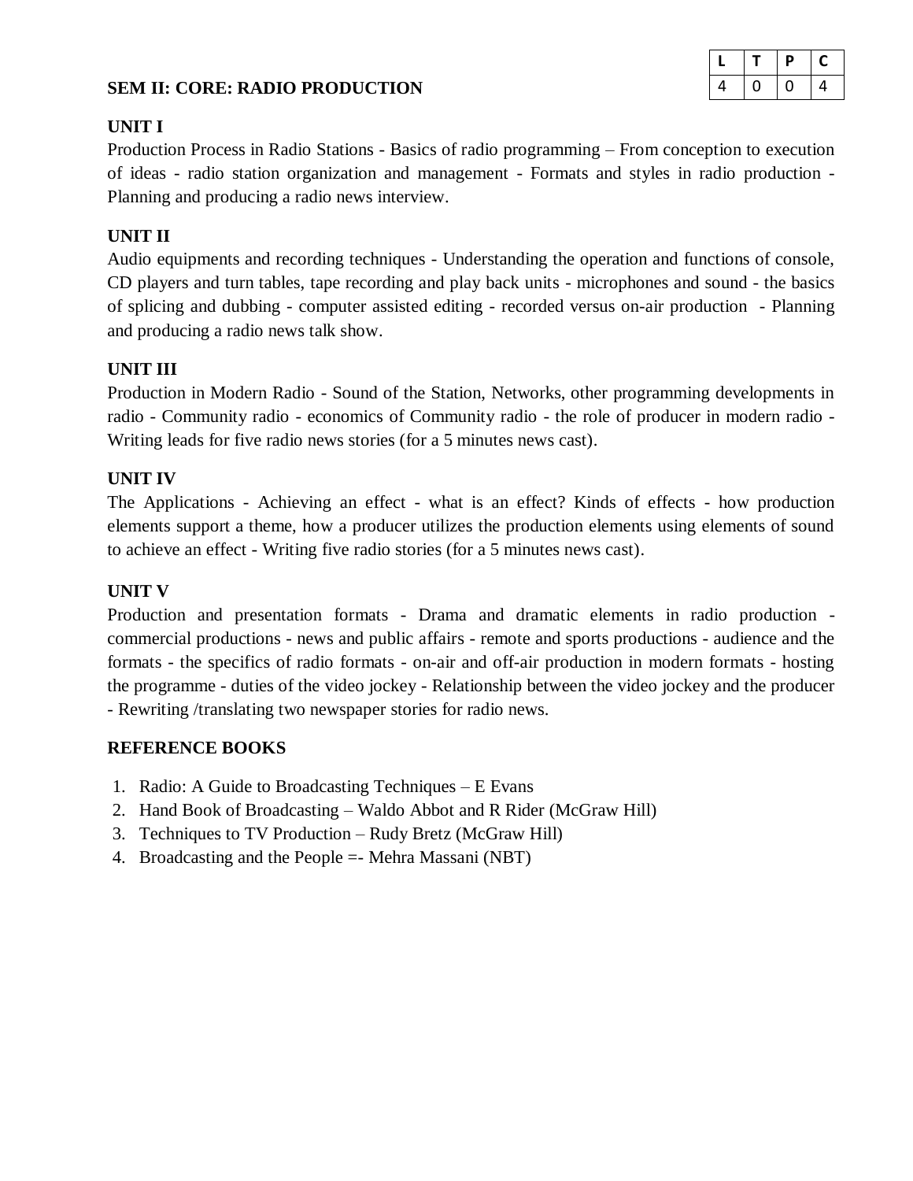| L | T | P | C |
|---|---|---|---|
| 4 | 0 | 0 | 4 |

## SEM II: CORE: RADIO PRODUCTION

### UNIT I

Production Process in Radio Stations - Basics of radio programming – From conception to execution of ideas - radio station organization and management - Formats and styles in radio production - Planning and producing a radio news interview.

### UNIT II

Audio equipments and recording techniques - Understanding the operation and functions of console, CD players and turn tables, tape recording and play back units - microphones and sound - the basics of splicing and dubbing - computer assisted editing - recorded versus on-air production - Planning and producing a radio news talk show.

### UNIT III

Production in Modern Radio - Sound of the Station, Networks, other programming developments in radio - Community radio - economics of Community radio - the role of producer in modern radio - Writing leads for five radio news stories (for a 5 minutes news cast).

### UNIT IV

The Applications - Achieving an effect - what is an effect? Kinds of effects - how production elements support a theme, how a producer utilizes the production elements using elements of sound to achieve an effect - Writing five radio stories (for a 5 minutes news cast).

### UNIT V

Production and presentation formats - Drama and dramatic elements in radio production - commercial productions - news and public affairs - remote and sports productions - audience and the formats - the specifics of radio formats - on-air and off-air production in modern formats - hosting the programme - duties of the video jockey - Relationship between the video jockey and the producer - Rewriting /translating two newspaper stories for radio news.

### REFERENCE BOOKS

1. Radio: A Guide to Broadcasting Techniques – E Evans
2. Hand Book of Broadcasting – Waldo Abbot and R Rider (McGraw Hill)
3. Techniques to TV Production – Rudy Bretz (McGraw Hill)
4. Broadcasting and the People =- Mehra Massani (NBT)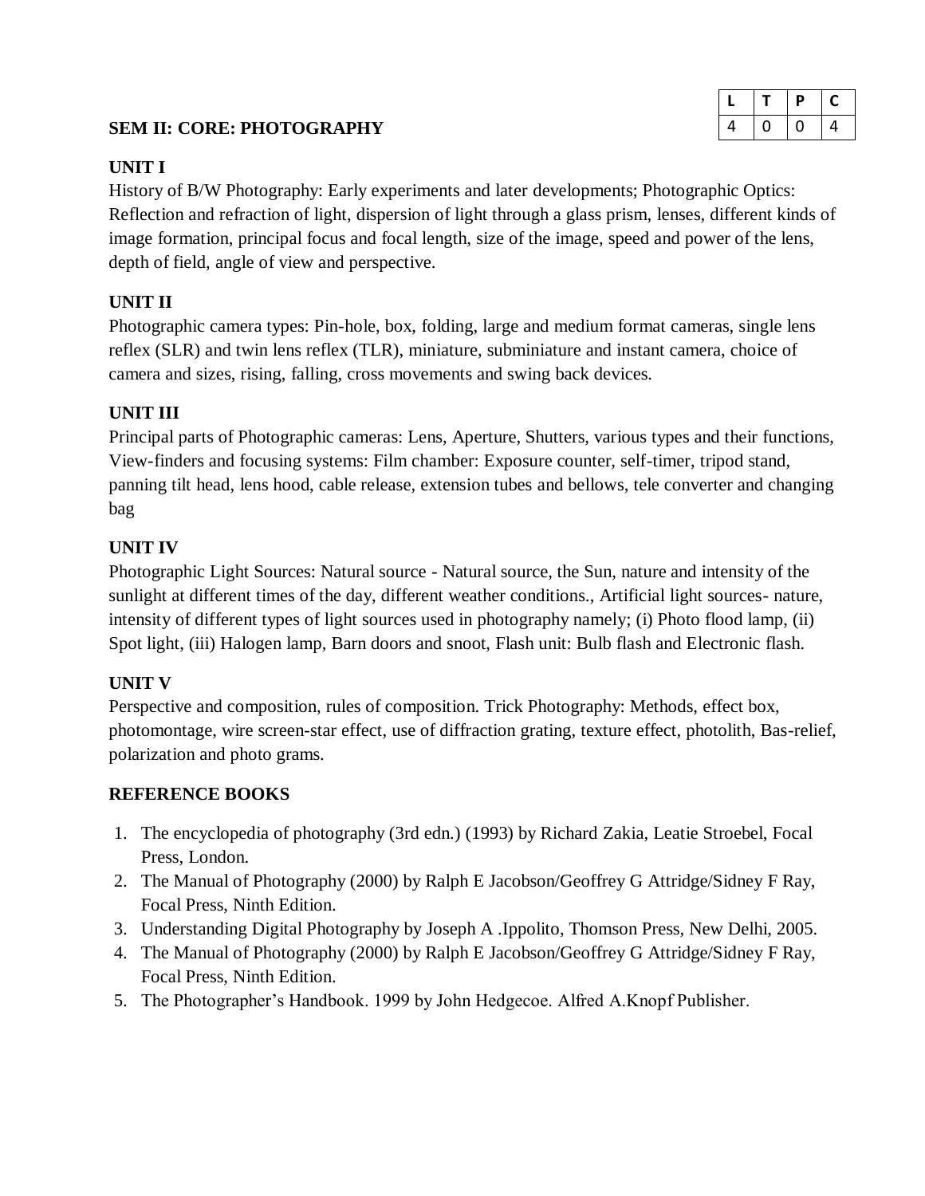## SEM II: CORE: PHOTOGRAPHY

| L | T | P | C |
|---|---|---|---|
| 4 | 0 | 0 | 4 |

### UNIT I

History of B/W Photography: Early experiments and later developments; Photographic Optics: Reflection and refraction of light, dispersion of light through a glass prism, lenses, different kinds of image formation, principal focus and focal length, size of the image, speed and power of the lens, depth of field, angle of view and perspective.

### UNIT II

Photographic camera types: Pin-hole, box, folding, large and medium format cameras, single lens reflex (SLR) and twin lens reflex (TLR), miniature, subminiature and instant camera, choice of camera and sizes, rising, falling, cross movements and swing back devices.

### UNIT III

Principal parts of Photographic cameras: Lens, Aperture, Shutters, various types and their functions, View-finders and focusing systems: Film chamber: Exposure counter, self-timer, tripod stand, panning tilt head, lens hood, cable release, extension tubes and bellows, tele converter and changing bag

### UNIT IV

Photographic Light Sources: Natural source - Natural source, the Sun, nature and intensity of the sunlight at different times of the day, different weather conditions., Artificial light sources- nature, intensity of different types of light sources used in photography namely; (i) Photo flood lamp, (ii) Spot light, (iii) Halogen lamp, Barn doors and snoot, Flash unit: Bulb flash and Electronic flash.

### UNIT V

Perspective and composition, rules of composition. Trick Photography: Methods, effect box, photomontage, wire screen-star effect, use of diffraction grating, texture effect, photolith, Bas-relief, polarization and photo grams.

### REFERENCE BOOKS

1. The encyclopedia of photography (3rd edn.) (1993) by Richard Zakia, Leatie Stroebel, Focal Press, London.
2. The Manual of Photography (2000) by Ralph E Jacobson/Geoffrey G Attridge/Sidney F Ray, Focal Press, Ninth Edition.
3. Understanding Digital Photography by Joseph A .Ippolito, Thomson Press, New Delhi, 2005.
4. The Manual of Photography (2000) by Ralph E Jacobson/Geoffrey G Attridge/Sidney F Ray, Focal Press, Ninth Edition.
5. The Photographer's Handbook. 1999 by John Hedgecoe. Alfred A.Knopf Publisher.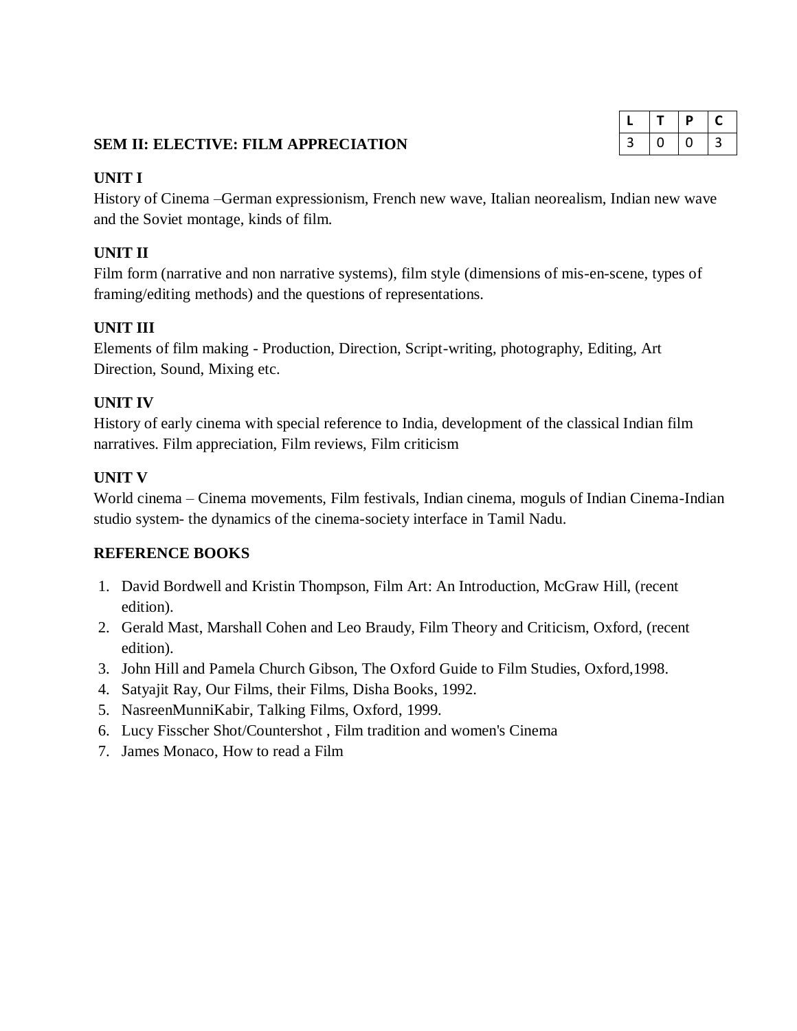| L | T | P | C |
|---|---|---|---|
| 3 | 0 | 0 | 3 |

## SEM II: ELECTIVE: FILM APPRECIATION

**UNIT I**

History of Cinema –German expressionism, French new wave, Italian neorealism, Indian new wave and the Soviet montage, kinds of film.

**UNIT II**

Film form (narrative and non narrative systems), film style (dimensions of mis-en-scene, types of framing/editing methods) and the questions of representations.

**UNIT III**

Elements of film making - Production, Direction, Script-writing, photography, Editing, Art Direction, Sound, Mixing etc.

**UNIT IV**

History of early cinema with special reference to India, development of the classical Indian film narratives. Film appreciation, Film reviews, Film criticism

**UNIT V**

World cinema – Cinema movements, Film festivals, Indian cinema, moguls of Indian Cinema-Indian studio system- the dynamics of the cinema-society interface in Tamil Nadu.

**REFERENCE BOOKS**

1. David Bordwell and Kristin Thompson, Film Art: An Introduction, McGraw Hill, (recent edition).
2. Gerald Mast, Marshall Cohen and Leo Braudy, Film Theory and Criticism, Oxford, (recent edition).
3. John Hill and Pamela Church Gibson, The Oxford Guide to Film Studies, Oxford,1998.
4. Satyajit Ray, Our Films, their Films, Disha Books, 1992.
5. NasreenMunniKabir, Talking Films, Oxford, 1999.
6. Lucy Fisscher Shot/Countershot , Film tradition and women's Cinema
7. James Monaco, How to read a Film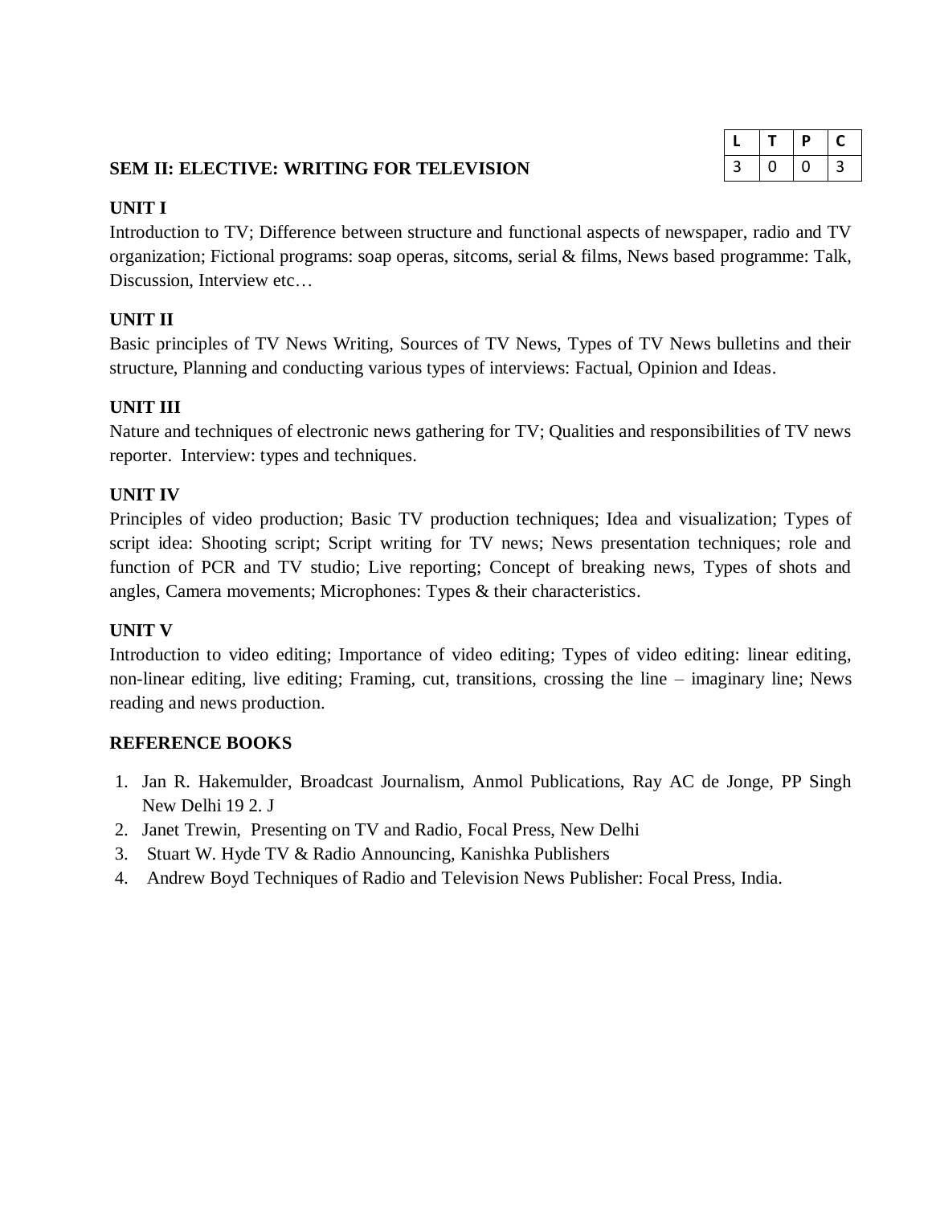| L | T | P | C |
|---|---|---|---|
| 3 | 0 | 0 | 3 |

## SEM II: ELECTIVE: WRITING FOR TELEVISION

### UNIT I

Introduction to TV; Difference between structure and functional aspects of newspaper, radio and TV organization; Fictional programs: soap operas, sitcoms, serial & films, News based programme: Talk, Discussion, Interview etc…

### UNIT II

Basic principles of TV News Writing, Sources of TV News, Types of TV News bulletins and their structure, Planning and conducting various types of interviews: Factual, Opinion and Ideas.

### UNIT III

Nature and techniques of electronic news gathering for TV; Qualities and responsibilities of TV news reporter. Interview: types and techniques.

### UNIT IV

Principles of video production; Basic TV production techniques; Idea and visualization; Types of script idea: Shooting script; Script writing for TV news; News presentation techniques; role and function of PCR and TV studio; Live reporting; Concept of breaking news, Types of shots and angles, Camera movements; Microphones: Types & their characteristics.

### UNIT V

Introduction to video editing; Importance of video editing; Types of video editing: linear editing, non-linear editing, live editing; Framing, cut, transitions, crossing the line – imaginary line; News reading and news production.

### REFERENCE BOOKS

1. Jan R. Hakemulder, Broadcast Journalism, Anmol Publications, Ray AC de Jonge, PP Singh New Delhi 19 2. J
2. Janet Trewin, Presenting on TV and Radio, Focal Press, New Delhi
3. Stuart W. Hyde TV & Radio Announcing, Kanishka Publishers
4. Andrew Boyd Techniques of Radio and Television News Publisher: Focal Press, India.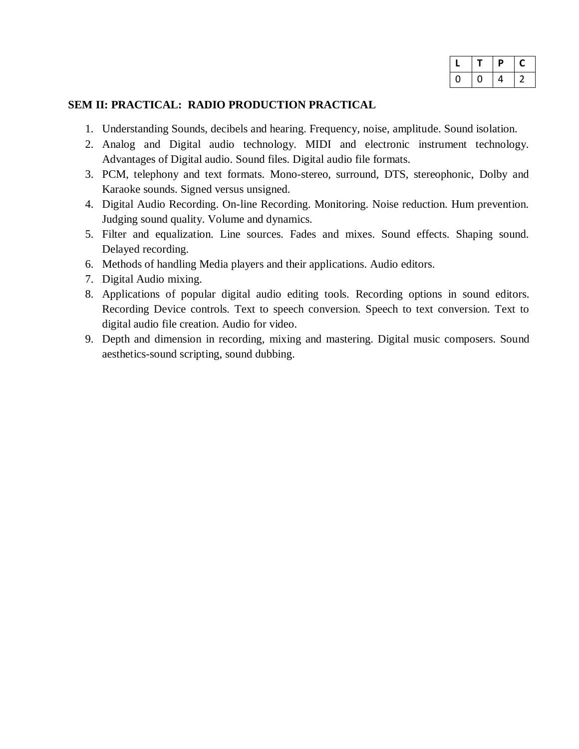| L | T | P | C |
|---|---|---|---|
| 0 | 0 | 4 | 2 |

**SEM II: PRACTICAL: RADIO PRODUCTION PRACTICAL**

1. Understanding Sounds, decibels and hearing. Frequency, noise, amplitude. Sound isolation.
2. Analog and Digital audio technology. MIDI and electronic instrument technology. Advantages of Digital audio. Sound files. Digital audio file formats.
3. PCM, telephony and text formats. Mono-stereo, surround, DTS, stereophonic, Dolby and Karaoke sounds. Signed versus unsigned.
4. Digital Audio Recording. On-line Recording. Monitoring. Noise reduction. Hum prevention. Judging sound quality. Volume and dynamics.
5. Filter and equalization. Line sources. Fades and mixes. Sound effects. Shaping sound. Delayed recording.
6. Methods of handling Media players and their applications. Audio editors.
7. Digital Audio mixing.
8. Applications of popular digital audio editing tools. Recording options in sound editors. Recording Device controls. Text to speech conversion. Speech to text conversion. Text to digital audio file creation. Audio for video.
9. Depth and dimension in recording, mixing and mastering. Digital music composers. Sound aesthetics-sound scripting, sound dubbing.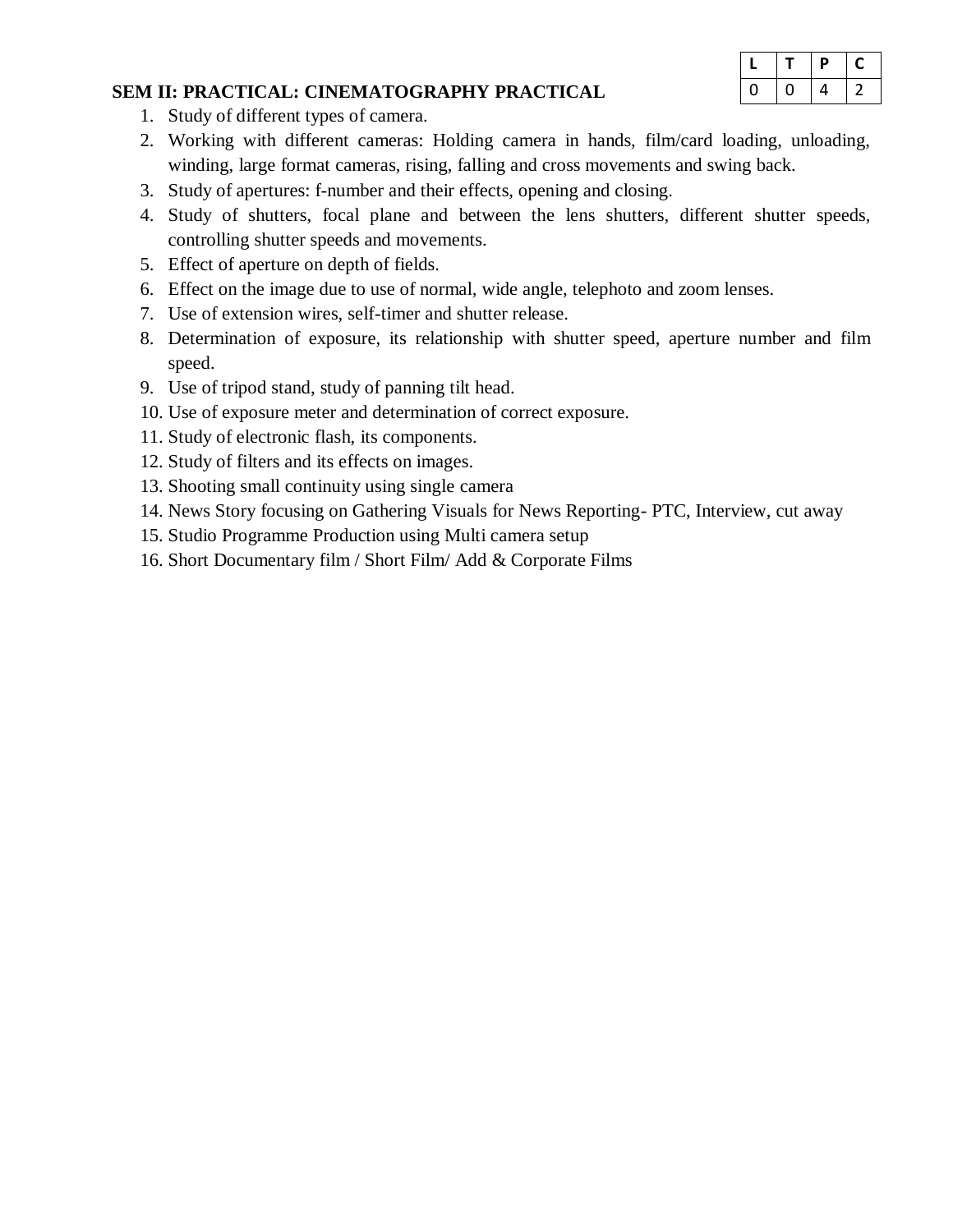| L | T | P | C |
|---|---|---|---|
| 0 | 0 | 4 | 2 |

**SEM II: PRACTICAL: CINEMATOGRAPHY PRACTICAL**

1. Study of different types of camera.
2. Working with different cameras: Holding camera in hands, film/card loading, unloading, winding, large format cameras, rising, falling and cross movements and swing back.
3. Study of apertures: f-number and their effects, opening and closing.
4. Study of shutters, focal plane and between the lens shutters, different shutter speeds, controlling shutter speeds and movements.
5. Effect of aperture on depth of fields.
6. Effect on the image due to use of normal, wide angle, telephoto and zoom lenses.
7. Use of extension wires, self-timer and shutter release.
8. Determination of exposure, its relationship with shutter speed, aperture number and film speed.
9. Use of tripod stand, study of panning tilt head.
10. Use of exposure meter and determination of correct exposure.
11. Study of electronic flash, its components.
12. Study of filters and its effects on images.
13. Shooting small continuity using single camera
14. News Story focusing on Gathering Visuals for News Reporting- PTC, Interview, cut away
15. Studio Programme Production using Multi camera setup
16. Short Documentary film / Short Film/ Add & Corporate Films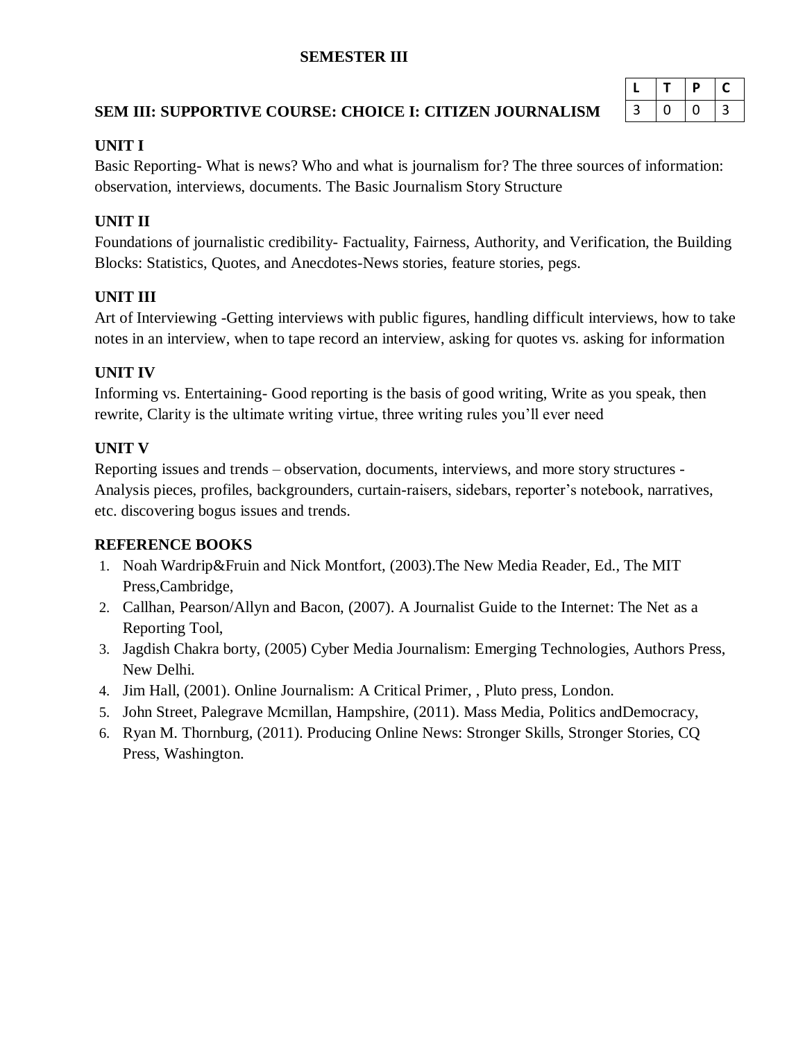## SEMESTER III

### SEM III: SUPPORTIVE COURSE: CHOICE I: CITIZEN JOURNALISM

| L | T | P | C |
|---|---|---|---|
| 3 | 0 | 0 | 3 |

**UNIT I**

Basic Reporting- What is news? Who and what is journalism for? The three sources of information: observation, interviews, documents. The Basic Journalism Story Structure

**UNIT II**

Foundations of journalistic credibility- Factuality, Fairness, Authority, and Verification, the Building Blocks: Statistics, Quotes, and Anecdotes-News stories, feature stories, pegs.

**UNIT III**

Art of Interviewing -Getting interviews with public figures, handling difficult interviews, how to take notes in an interview, when to tape record an interview, asking for quotes vs. asking for information

**UNIT IV**

Informing vs. Entertaining- Good reporting is the basis of good writing, Write as you speak, then rewrite, Clarity is the ultimate writing virtue, three writing rules you'll ever need

**UNIT V**

Reporting issues and trends – observation, documents, interviews, and more story structures - Analysis pieces, profiles, backgrounders, curtain-raisers, sidebars, reporter's notebook, narratives, etc. discovering bogus issues and trends.

**REFERENCE BOOKS**

1. Noah Wardrip&Fruin and Nick Montfort, (2003).The New Media Reader, Ed., The MIT Press,Cambridge,
2. Callhan, Pearson/Allyn and Bacon, (2007). A Journalist Guide to the Internet: The Net as a Reporting Tool,
3. Jagdish Chakra borty, (2005) Cyber Media Journalism: Emerging Technologies, Authors Press, New Delhi.
4. Jim Hall, (2001). Online Journalism: A Critical Primer, , Pluto press, London.
5. John Street, Palegrave Mcmillan, Hampshire, (2011). Mass Media, Politics andDemocracy,
6. Ryan M. Thornburg, (2011). Producing Online News: Stronger Skills, Stronger Stories, CQ Press, Washington.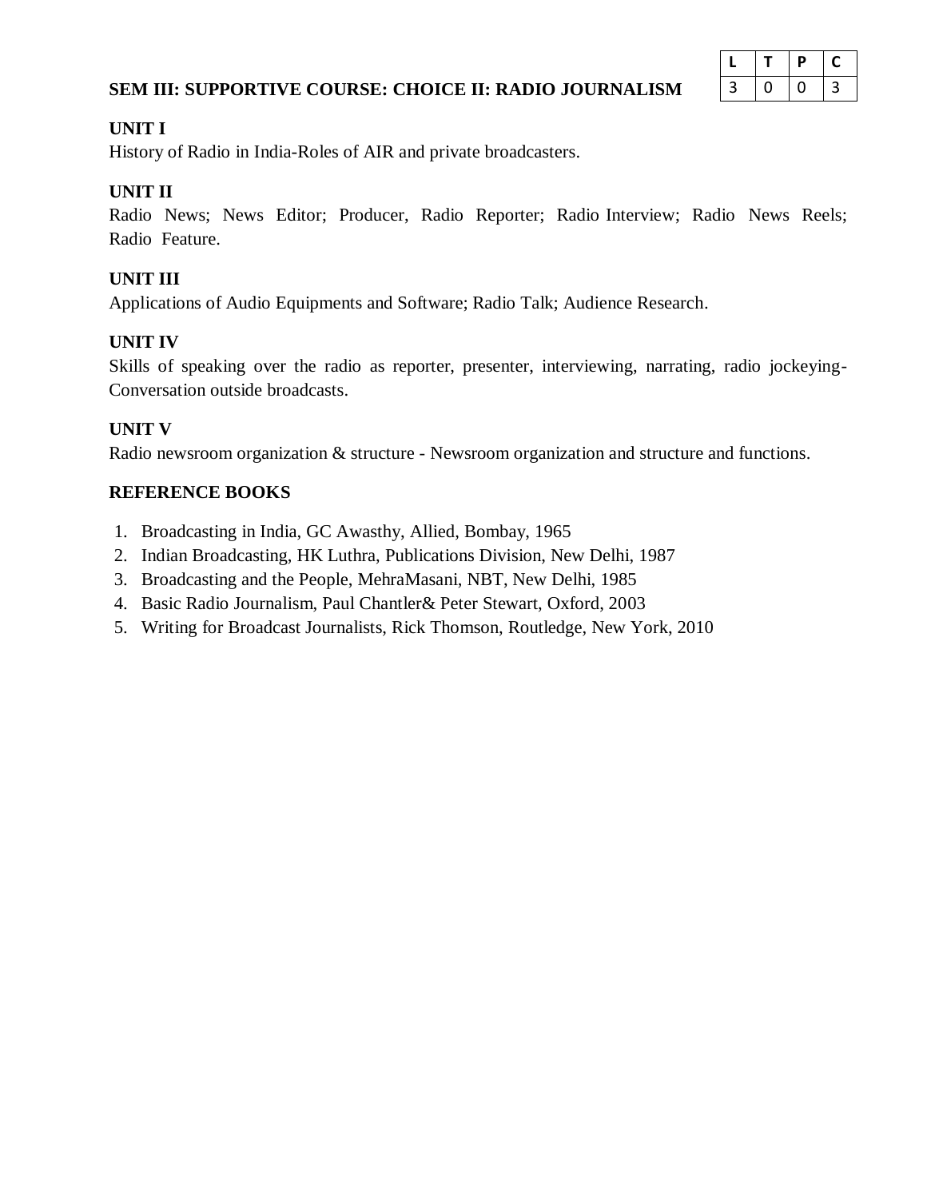| L | T | P | C |
|---|---|---|---|
| 3 | 0 | 0 | 3 |

## SEM III: SUPPORTIVE COURSE: CHOICE II: RADIO JOURNALISM

### UNIT I

History of Radio in India-Roles of AIR and private broadcasters.

### UNIT II

Radio News; News Editor; Producer, Radio Reporter; Radio Interview; Radio News Reels; Radio Feature.

### UNIT III

Applications of Audio Equipments and Software; Radio Talk; Audience Research.

### UNIT IV

Skills of speaking over the radio as reporter, presenter, interviewing, narrating, radio jockeying-Conversation outside broadcasts.

### UNIT V

Radio newsroom organization & structure - Newsroom organization and structure and functions.

### REFERENCE BOOKS

1. Broadcasting in India, GC Awasthy, Allied, Bombay, 1965
2. Indian Broadcasting, HK Luthra, Publications Division, New Delhi, 1987
3. Broadcasting and the People, MehraMasani, NBT, New Delhi, 1985
4. Basic Radio Journalism, Paul Chantler& Peter Stewart, Oxford, 2003
5. Writing for Broadcast Journalists, Rick Thomson, Routledge, New York, 2010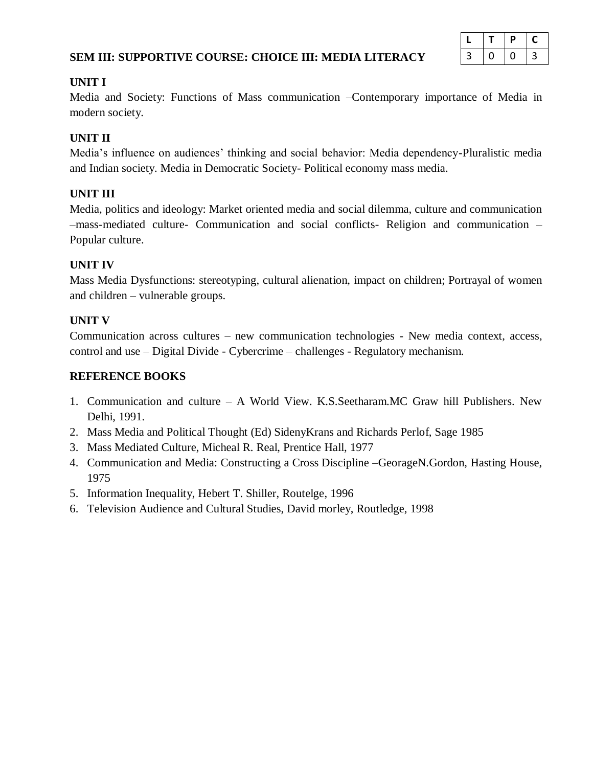## SEM III: SUPPORTIVE COURSE: CHOICE III: MEDIA LITERACY

| L | T | P | C |
|---|---|---|---|
| 3 | 0 | 0 | 3 |

### UNIT I

Media and Society: Functions of Mass communication –Contemporary importance of Media in modern society.

### UNIT II

Media's influence on audiences' thinking and social behavior: Media dependency-Pluralistic media and Indian society. Media in Democratic Society- Political economy mass media.

### UNIT III

Media, politics and ideology: Market oriented media and social dilemma, culture and communication –mass-mediated culture- Communication and social conflicts- Religion and communication – Popular culture.

### UNIT IV

Mass Media Dysfunctions: stereotyping, cultural alienation, impact on children; Portrayal of women and children – vulnerable groups.

### UNIT V

Communication across cultures – new communication technologies - New media context, access, control and use – Digital Divide - Cybercrime – challenges - Regulatory mechanism.

### REFERENCE BOOKS

1. Communication and culture – A World View. K.S.Seetharam.MC Graw hill Publishers. New Delhi, 1991.
2. Mass Media and Political Thought (Ed) SidenyKrans and Richards Perlof, Sage 1985
3. Mass Mediated Culture, Micheal R. Real, Prentice Hall, 1977
4. Communication and Media: Constructing a Cross Discipline –GeorageN.Gordon, Hasting House, 1975
5. Information Inequality, Hebert T. Shiller, Routelge, 1996
6. Television Audience and Cultural Studies, David morley, Routledge, 1998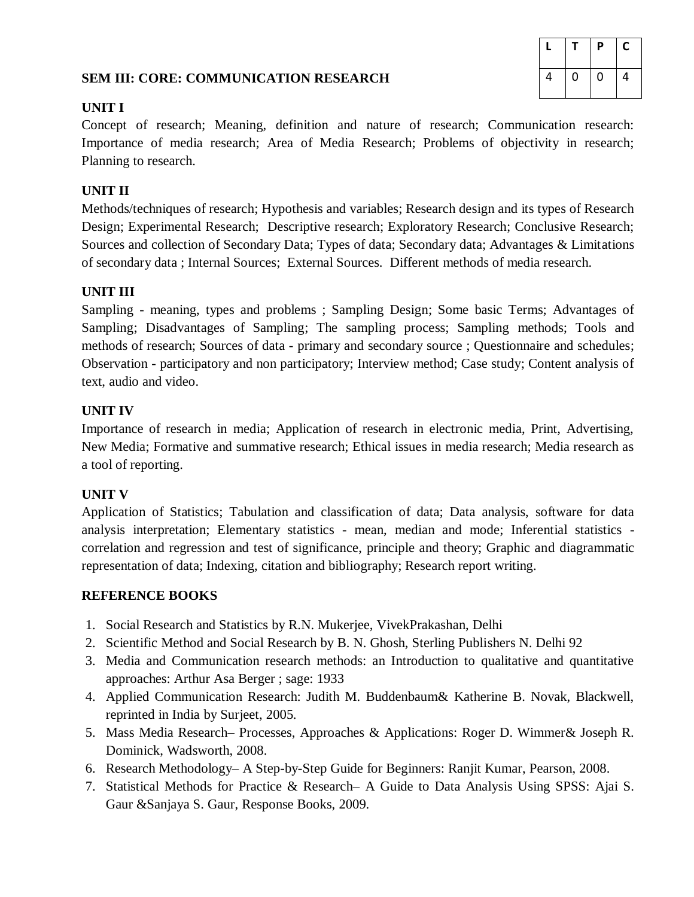| L | T | P | C |
|---|---|---|---|
| 4 | 0 | 0 | 4 |

## SEM III: CORE: COMMUNICATION RESEARCH

### UNIT I

Concept of research; Meaning, definition and nature of research; Communication research: Importance of media research; Area of Media Research; Problems of objectivity in research; Planning to research.

### UNIT II

Methods/techniques of research; Hypothesis and variables; Research design and its types of Research Design; Experimental Research; Descriptive research; Exploratory Research; Conclusive Research; Sources and collection of Secondary Data; Types of data; Secondary data; Advantages & Limitations of secondary data ; Internal Sources; External Sources. Different methods of media research.

### UNIT III

Sampling - meaning, types and problems ; Sampling Design; Some basic Terms; Advantages of Sampling; Disadvantages of Sampling; The sampling process; Sampling methods; Tools and methods of research; Sources of data - primary and secondary source ; Questionnaire and schedules; Observation - participatory and non participatory; Interview method; Case study; Content analysis of text, audio and video.

### UNIT IV

Importance of research in media; Application of research in electronic media, Print, Advertising, New Media; Formative and summative research; Ethical issues in media research; Media research as a tool of reporting.

### UNIT V

Application of Statistics; Tabulation and classification of data; Data analysis, software for data analysis interpretation; Elementary statistics - mean, median and mode; Inferential statistics - correlation and regression and test of significance, principle and theory; Graphic and diagrammatic representation of data; Indexing, citation and bibliography; Research report writing.

### REFERENCE BOOKS

1. Social Research and Statistics by R.N. Mukerjee, VivekPrakashan, Delhi
2. Scientific Method and Social Research by B. N. Ghosh, Sterling Publishers N. Delhi 92
3. Media and Communication research methods: an Introduction to qualitative and quantitative approaches: Arthur Asa Berger ; sage: 1933
4. Applied Communication Research: Judith M. Buddenbaum& Katherine B. Novak, Blackwell, reprinted in India by Surjeet, 2005.
5. Mass Media Research– Processes, Approaches & Applications: Roger D. Wimmer& Joseph R. Dominick, Wadsworth, 2008.
6. Research Methodology– A Step-by-Step Guide for Beginners: Ranjit Kumar, Pearson, 2008.
7. Statistical Methods for Practice & Research– A Guide to Data Analysis Using SPSS: Ajai S. Gaur &Sanjaya S. Gaur, Response Books, 2009.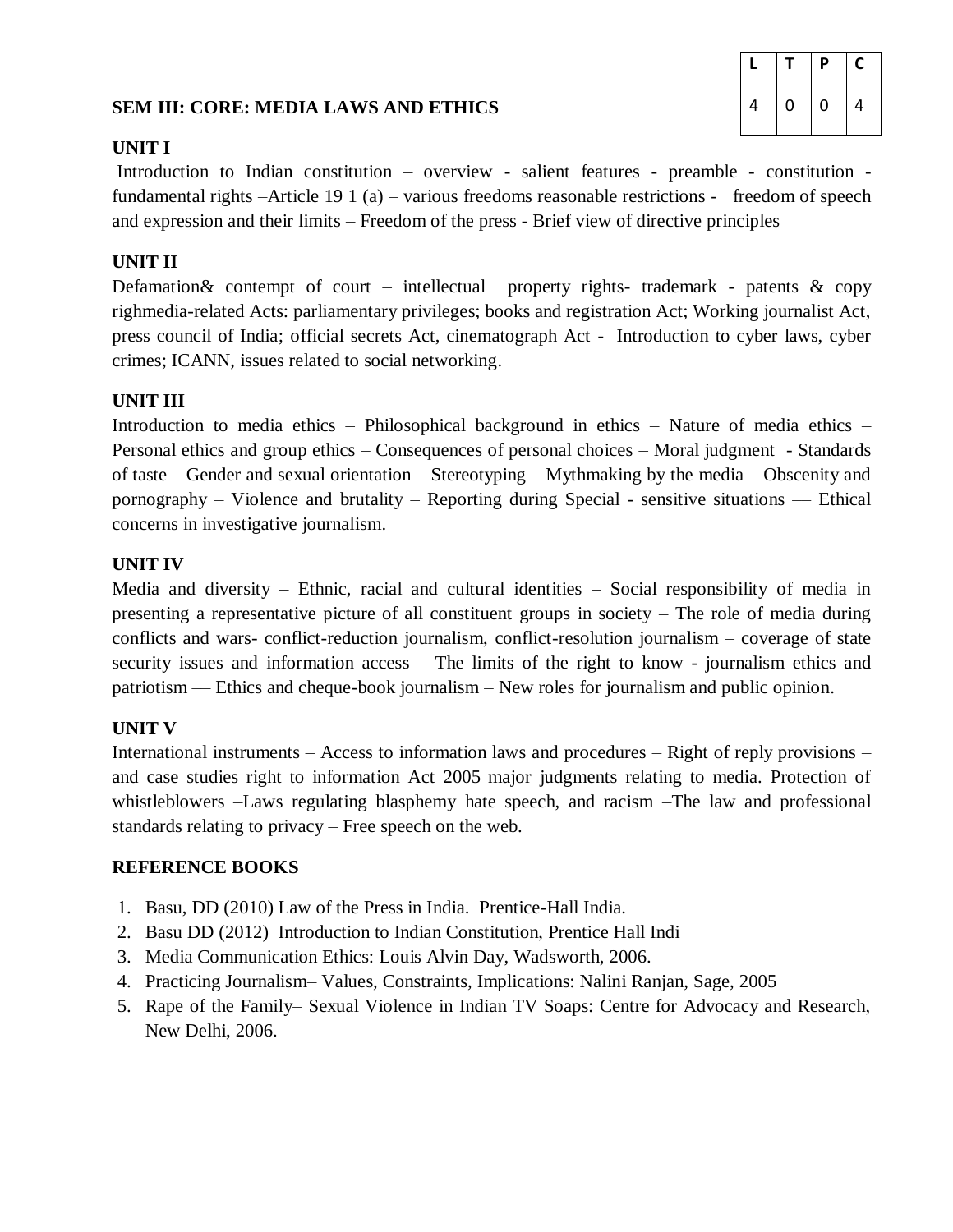| L | T | P | C |
|---|---|---|---|
| 4 | 0 | 0 | 4 |

## SEM III: CORE: MEDIA LAWS AND ETHICS

### UNIT I

Introduction to Indian constitution – overview - salient features - preamble - constitution - fundamental rights –Article 19 1 (a) – various freedoms reasonable restrictions - freedom of speech and expression and their limits – Freedom of the press - Brief view of directive principles

### UNIT II

Defamation& contempt of court – intellectual property rights- trademark - patents & copy righmedia-related Acts: parliamentary privileges; books and registration Act; Working journalist Act, press council of India; official secrets Act, cinematograph Act - Introduction to cyber laws, cyber crimes; ICANN, issues related to social networking.

### UNIT III

Introduction to media ethics – Philosophical background in ethics – Nature of media ethics – Personal ethics and group ethics – Consequences of personal choices – Moral judgment - Standards of taste – Gender and sexual orientation – Stereotyping – Mythmaking by the media – Obscenity and pornography – Violence and brutality – Reporting during Special - sensitive situations –– Ethical concerns in investigative journalism.

### UNIT IV

Media and diversity – Ethnic, racial and cultural identities – Social responsibility of media in presenting a representative picture of all constituent groups in society – The role of media during conflicts and wars- conflict-reduction journalism, conflict-resolution journalism – coverage of state security issues and information access – The limits of the right to know - journalism ethics and patriotism –– Ethics and cheque-book journalism – New roles for journalism and public opinion.

### UNIT V

International instruments – Access to information laws and procedures – Right of reply provisions – and case studies right to information Act 2005 major judgments relating to media. Protection of whistleblowers –Laws regulating blasphemy hate speech, and racism –The law and professional standards relating to privacy – Free speech on the web.

### REFERENCE BOOKS

1. Basu, DD (2010) Law of the Press in India. Prentice-Hall India.
2. Basu DD (2012) Introduction to Indian Constitution, Prentice Hall Indi
3. Media Communication Ethics: Louis Alvin Day, Wadsworth, 2006.
4. Practicing Journalism– Values, Constraints, Implications: Nalini Ranjan, Sage, 2005
5. Rape of the Family– Sexual Violence in Indian TV Soaps: Centre for Advocacy and Research, New Delhi, 2006.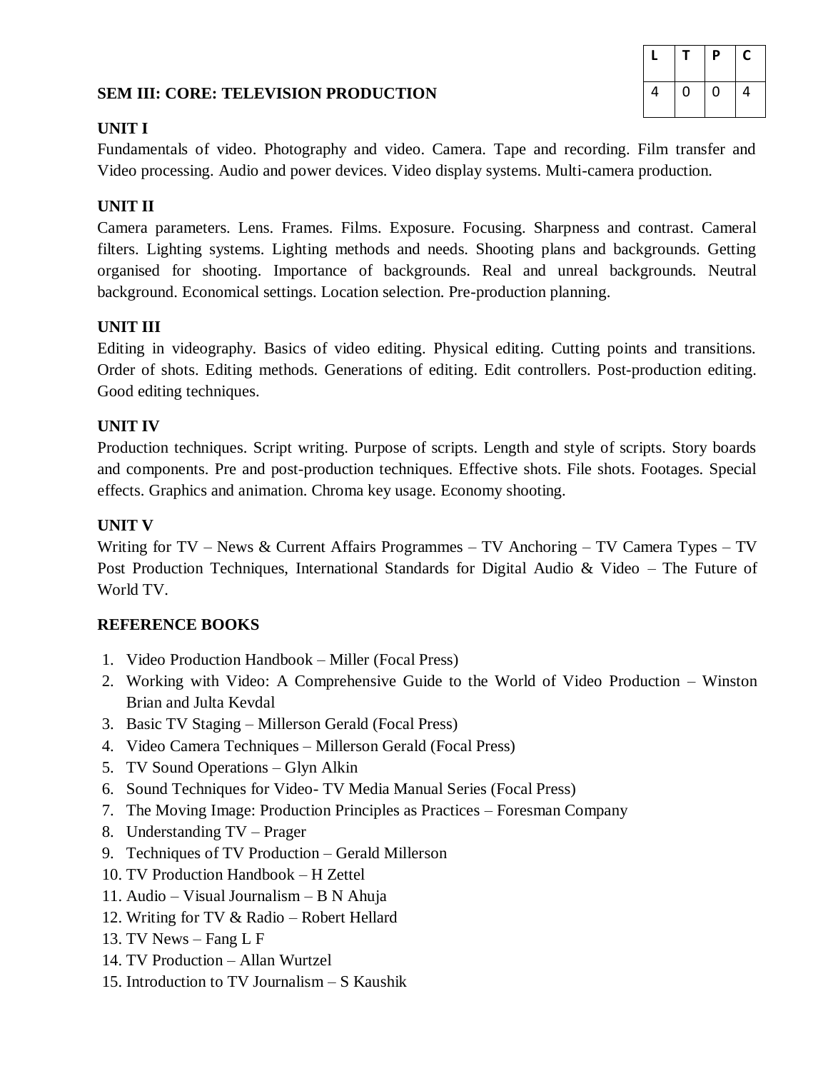| L | T | P | C |
|---|---|---|---|
| 4 | 0 | 0 | 4 |

## SEM III: CORE: TELEVISION PRODUCTION

### UNIT I

Fundamentals of video. Photography and video. Camera. Tape and recording. Film transfer and Video processing. Audio and power devices. Video display systems. Multi-camera production.

### UNIT II

Camera parameters. Lens. Frames. Films. Exposure. Focusing. Sharpness and contrast. Cameral filters. Lighting systems. Lighting methods and needs. Shooting plans and backgrounds. Getting organised for shooting. Importance of backgrounds. Real and unreal backgrounds. Neutral background. Economical settings. Location selection. Pre-production planning.

### UNIT III

Editing in videography. Basics of video editing. Physical editing. Cutting points and transitions. Order of shots. Editing methods. Generations of editing. Edit controllers. Post-production editing. Good editing techniques.

### UNIT IV

Production techniques. Script writing. Purpose of scripts. Length and style of scripts. Story boards and components. Pre and post-production techniques. Effective shots. File shots. Footages. Special effects. Graphics and animation. Chroma key usage. Economy shooting.

### UNIT V

Writing for TV – News & Current Affairs Programmes – TV Anchoring – TV Camera Types – TV Post Production Techniques, International Standards for Digital Audio & Video – The Future of World TV.

### REFERENCE BOOKS

1. Video Production Handbook – Miller (Focal Press)
2. Working with Video: A Comprehensive Guide to the World of Video Production – Winston Brian and Julta Kevdal
3. Basic TV Staging – Millerson Gerald (Focal Press)
4. Video Camera Techniques – Millerson Gerald (Focal Press)
5. TV Sound Operations – Glyn Alkin
6. Sound Techniques for Video- TV Media Manual Series (Focal Press)
7. The Moving Image: Production Principles as Practices – Foresman Company
8. Understanding TV – Prager
9. Techniques of TV Production – Gerald Millerson
10. TV Production Handbook – H Zettel
11. Audio – Visual Journalism – B N Ahuja
12. Writing for TV & Radio – Robert Hellard
13. TV News – Fang L F
14. TV Production – Allan Wurtzel
15. Introduction to TV Journalism – S Kaushik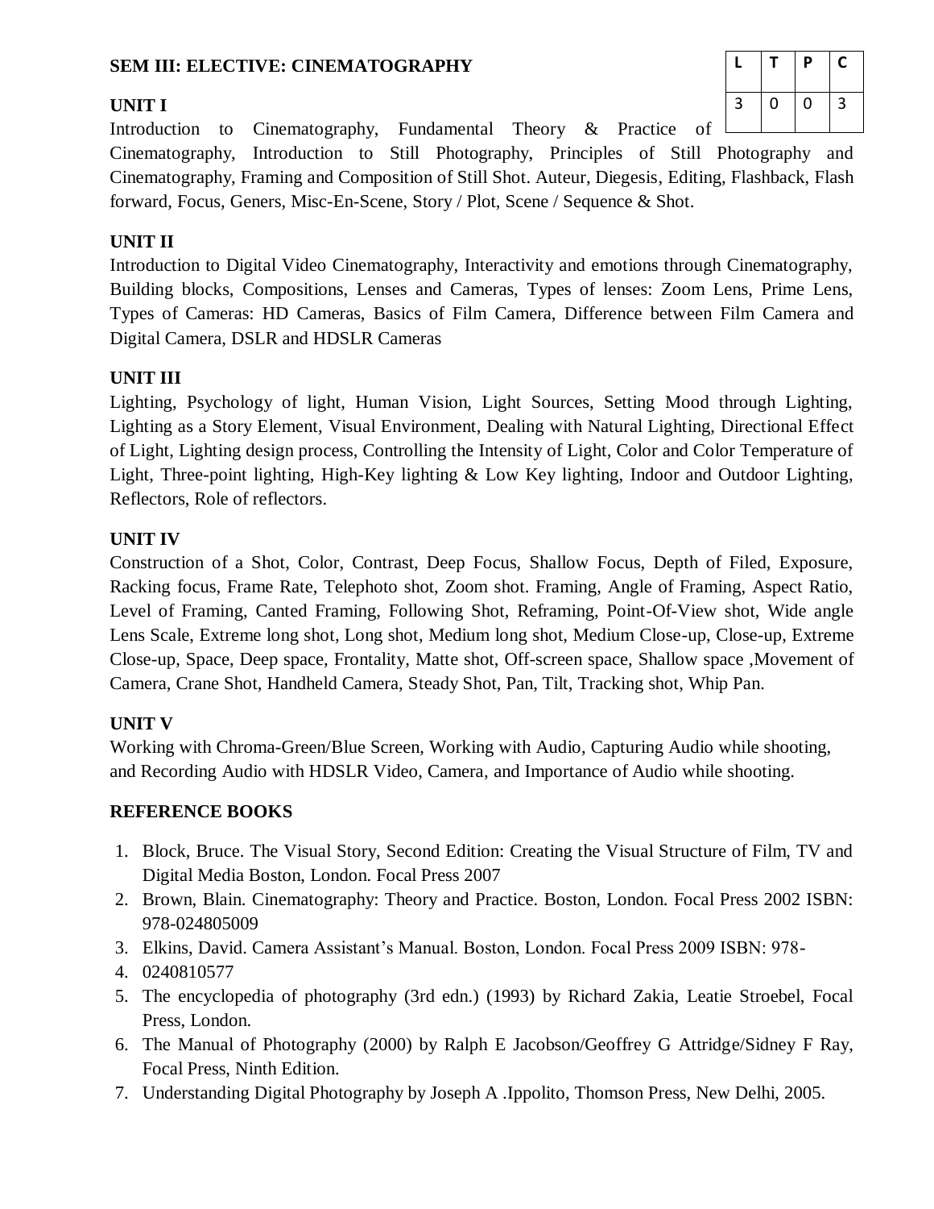## SEM III: ELECTIVE: CINEMATOGRAPHY

| L | T | P | C |
|---|---|---|---|
| 3 | 0 | 0 | 3 |

### UNIT I

Introduction to Cinematography, Fundamental Theory & Practice of Cinematography, Introduction to Still Photography, Principles of Still Photography and Cinematography, Framing and Composition of Still Shot. Auteur, Diegesis, Editing, Flashback, Flash forward, Focus, Geners, Misc-En-Scene, Story / Plot, Scene / Sequence & Shot.

### UNIT II

Introduction to Digital Video Cinematography, Interactivity and emotions through Cinematography, Building blocks, Compositions, Lenses and Cameras, Types of lenses: Zoom Lens, Prime Lens, Types of Cameras: HD Cameras, Basics of Film Camera, Difference between Film Camera and Digital Camera, DSLR and HDSLR Cameras

### UNIT III

Lighting, Psychology of light, Human Vision, Light Sources, Setting Mood through Lighting, Lighting as a Story Element, Visual Environment, Dealing with Natural Lighting, Directional Effect of Light, Lighting design process, Controlling the Intensity of Light, Color and Color Temperature of Light, Three-point lighting, High-Key lighting & Low Key lighting, Indoor and Outdoor Lighting, Reflectors, Role of reflectors.

### UNIT IV

Construction of a Shot, Color, Contrast, Deep Focus, Shallow Focus, Depth of Filed, Exposure, Racking focus, Frame Rate, Telephoto shot, Zoom shot. Framing, Angle of Framing, Aspect Ratio, Level of Framing, Canted Framing, Following Shot, Reframing, Point-Of-View shot, Wide angle Lens Scale, Extreme long shot, Long shot, Medium long shot, Medium Close-up, Close-up, Extreme Close-up, Space, Deep space, Frontality, Matte shot, Off-screen space, Shallow space ,Movement of Camera, Crane Shot, Handheld Camera, Steady Shot, Pan, Tilt, Tracking shot, Whip Pan.

### UNIT V

Working with Chroma-Green/Blue Screen, Working with Audio, Capturing Audio while shooting, and Recording Audio with HDSLR Video, Camera, and Importance of Audio while shooting.

### REFERENCE BOOKS

1. Block, Bruce. The Visual Story, Second Edition: Creating the Visual Structure of Film, TV and Digital Media Boston, London. Focal Press 2007
2. Brown, Blain. Cinematography: Theory and Practice. Boston, London. Focal Press 2002 ISBN: 978-024805009
3. Elkins, David. Camera Assistant's Manual. Boston, London. Focal Press 2009 ISBN: 978-
4. 0240810577
5. The encyclopedia of photography (3rd edn.) (1993) by Richard Zakia, Leatie Stroebel, Focal Press, London.
6. The Manual of Photography (2000) by Ralph E Jacobson/Geoffrey G Attridge/Sidney F Ray, Focal Press, Ninth Edition.
7. Understanding Digital Photography by Joseph A .Ippolito, Thomson Press, New Delhi, 2005.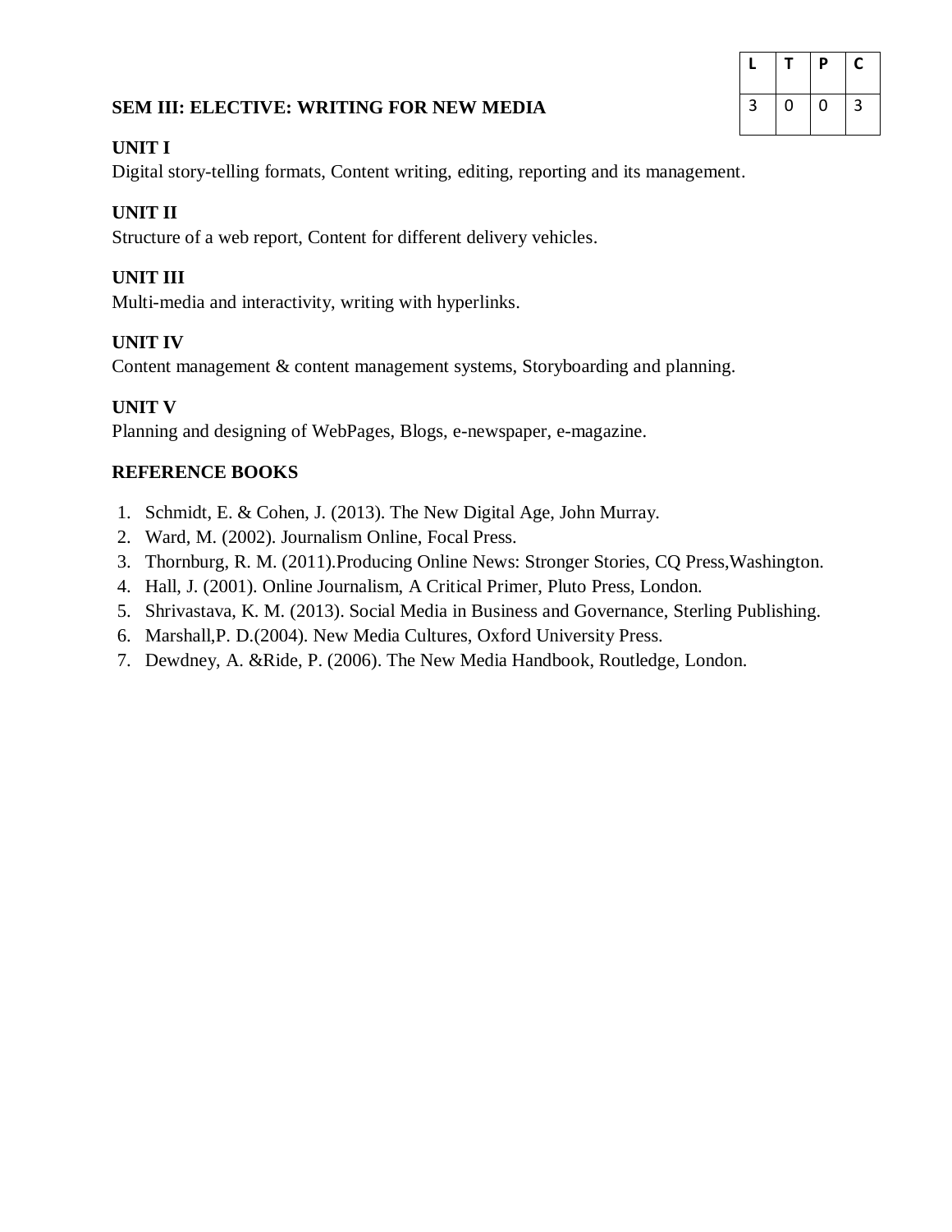| L | T | P | C |
|---|---|---|---|
| 3 | 0 | 0 | 3 |

## SEM III: ELECTIVE: WRITING FOR NEW MEDIA

### UNIT I

Digital story-telling formats, Content writing, editing, reporting and its management.

### UNIT II

Structure of a web report, Content for different delivery vehicles.

### UNIT III

Multi-media and interactivity, writing with hyperlinks.

### UNIT IV

Content management & content management systems, Storyboarding and planning.

### UNIT V

Planning and designing of WebPages, Blogs, e-newspaper, e-magazine.

### REFERENCE BOOKS

1. Schmidt, E. & Cohen, J. (2013). The New Digital Age, John Murray.
2. Ward, M. (2002). Journalism Online, Focal Press.
3. Thornburg, R. M. (2011).Producing Online News: Stronger Stories, CQ Press,Washington.
4. Hall, J. (2001). Online Journalism, A Critical Primer, Pluto Press, London.
5. Shrivastava, K. M. (2013). Social Media in Business and Governance, Sterling Publishing.
6. Marshall,P. D.(2004). New Media Cultures, Oxford University Press.
7. Dewdney, A. &Ride, P. (2006). The New Media Handbook, Routledge, London.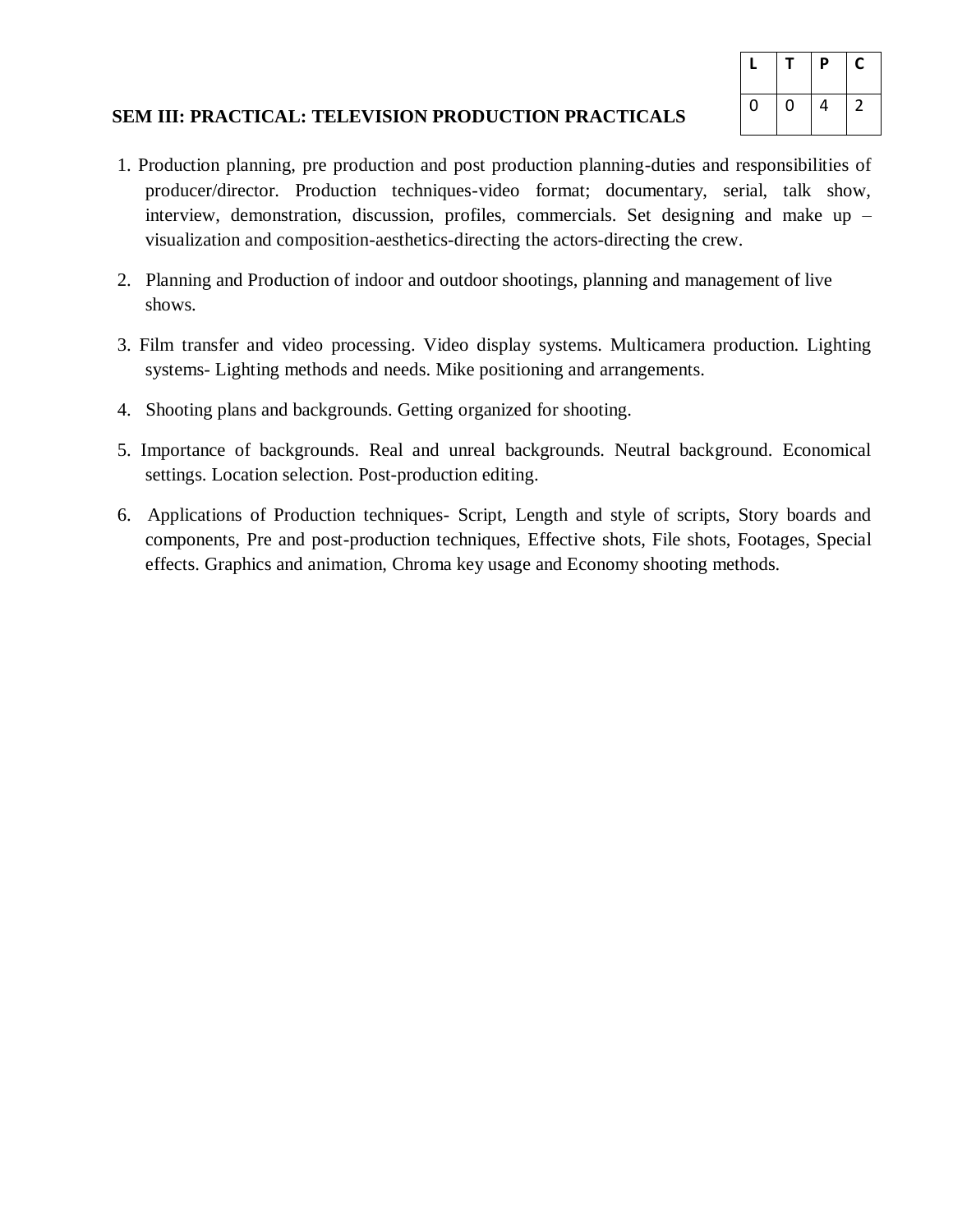| L | T | P | C |
|---|---|---|---|
| 0 | 0 | 4 | 2 |

**SEM III: PRACTICAL: TELEVISION PRODUCTION PRACTICALS**

1. Production planning, pre production and post production planning-duties and responsibilities of producer/director. Production techniques-video format; documentary, serial, talk show, interview, demonstration, discussion, profiles, commercials. Set designing and make up – visualization and composition-aesthetics-directing the actors-directing the crew.
2. Planning and Production of indoor and outdoor shootings, planning and management of live shows.
3. Film transfer and video processing. Video display systems. Multicamera production. Lighting systems- Lighting methods and needs. Mike positioning and arrangements.
4. Shooting plans and backgrounds. Getting organized for shooting.
5. Importance of backgrounds. Real and unreal backgrounds. Neutral background. Economical settings. Location selection. Post-production editing.
6. Applications of Production techniques- Script, Length and style of scripts, Story boards and components, Pre and post-production techniques, Effective shots, File shots, Footages, Special effects. Graphics and animation, Chroma key usage and Economy shooting methods.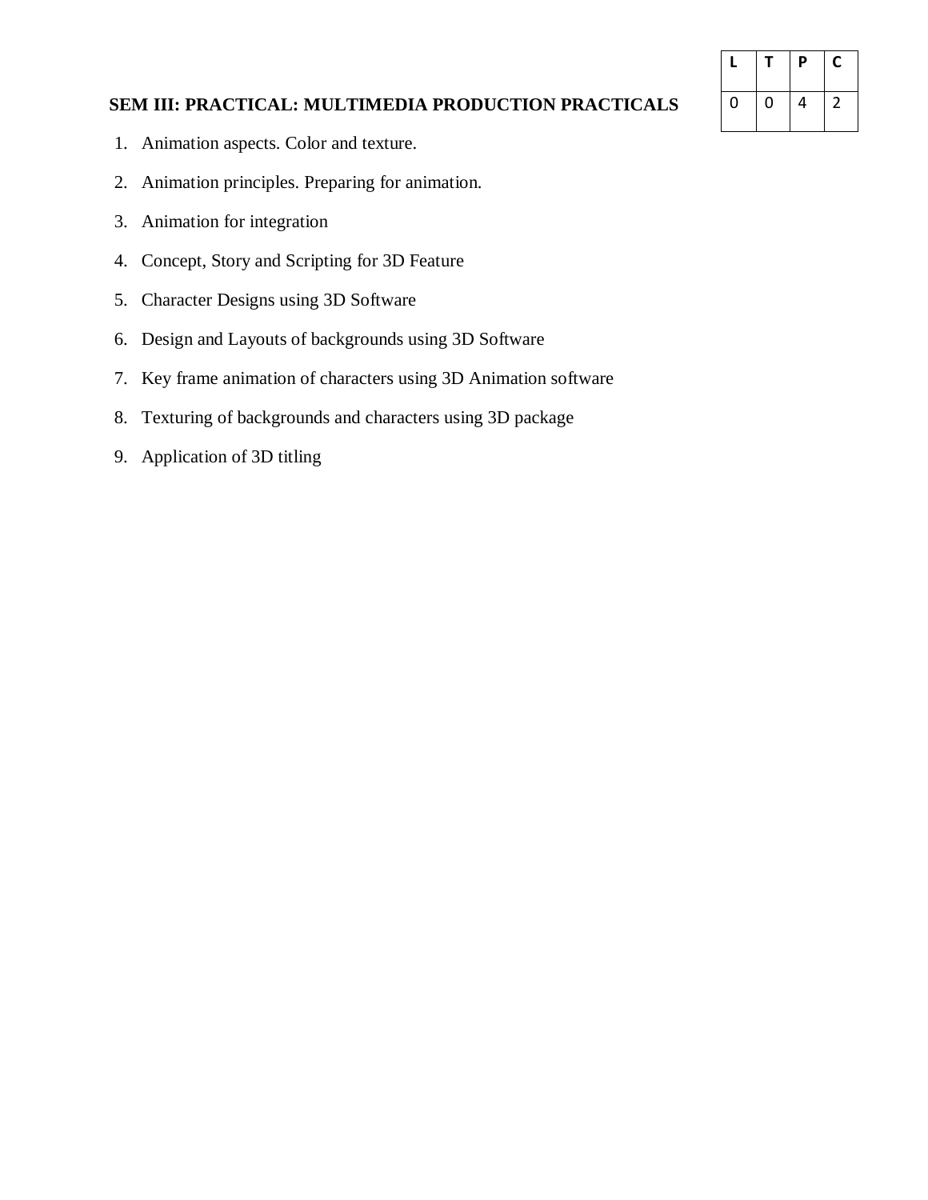| L | T | P | C |
|---|---|---|---|
| 0 | 0 | 4 | 2 |

## SEM III: PRACTICAL: MULTIMEDIA PRODUCTION PRACTICALS

1. Animation aspects. Color and texture.
2. Animation principles. Preparing for animation.
3. Animation for integration
4. Concept, Story and Scripting for 3D Feature
5. Character Designs using 3D Software
6. Design and Layouts of backgrounds using 3D Software
7. Key frame animation of characters using 3D Animation software
8. Texturing of backgrounds and characters using 3D package
9. Application of 3D titling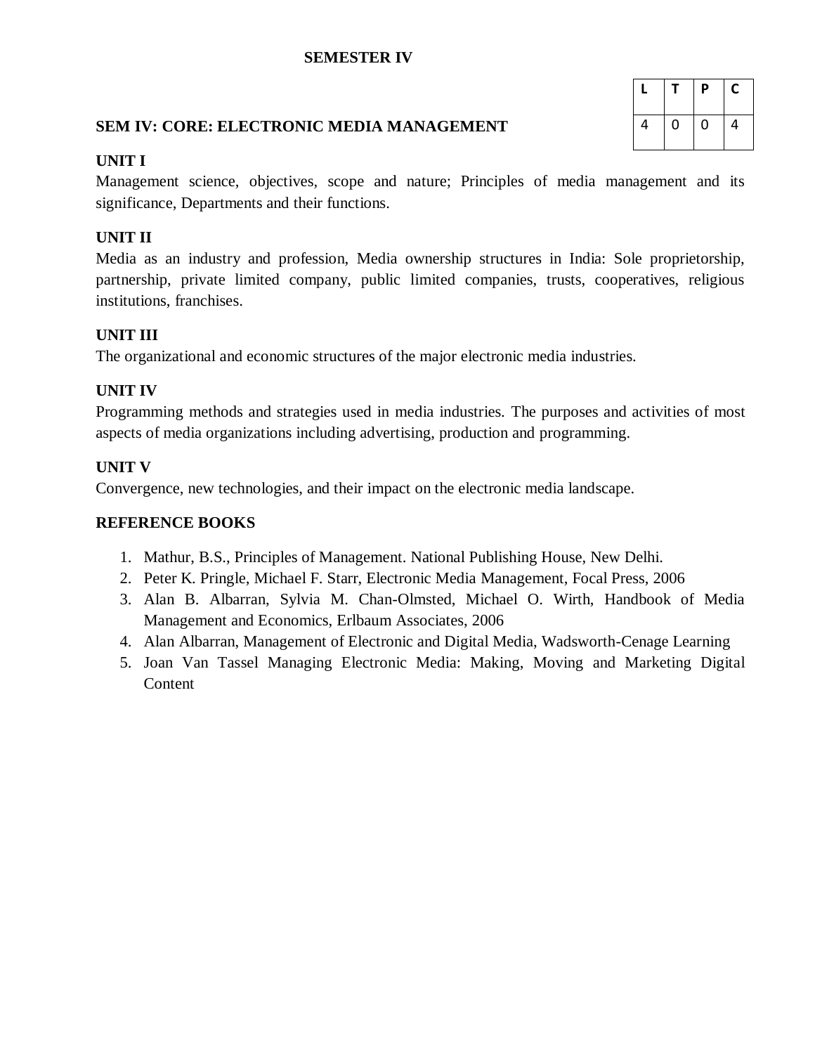# SEMESTER IV

## SEM IV: CORE: ELECTRONIC MEDIA MANAGEMENT

| L | T | P | C |
|---|---|---|---|
| 4 | 0 | 0 | 4 |

### UNIT I

Management science, objectives, scope and nature; Principles of media management and its significance, Departments and their functions.

### UNIT II

Media as an industry and profession, Media ownership structures in India: Sole proprietorship, partnership, private limited company, public limited companies, trusts, cooperatives, religious institutions, franchises.

### UNIT III

The organizational and economic structures of the major electronic media industries.

### UNIT IV

Programming methods and strategies used in media industries. The purposes and activities of most aspects of media organizations including advertising, production and programming.

### UNIT V

Convergence, new technologies, and their impact on the electronic media landscape.

### REFERENCE BOOKS

1. Mathur, B.S., Principles of Management. National Publishing House, New Delhi.
2. Peter K. Pringle, Michael F. Starr, Electronic Media Management, Focal Press, 2006
3. Alan B. Albarran, Sylvia M. Chan-Olmsted, Michael O. Wirth, Handbook of Media Management and Economics, Erlbaum Associates, 2006
4. Alan Albarran, Management of Electronic and Digital Media, Wadsworth-Cenage Learning
5. Joan Van Tassel Managing Electronic Media: Making, Moving and Marketing Digital Content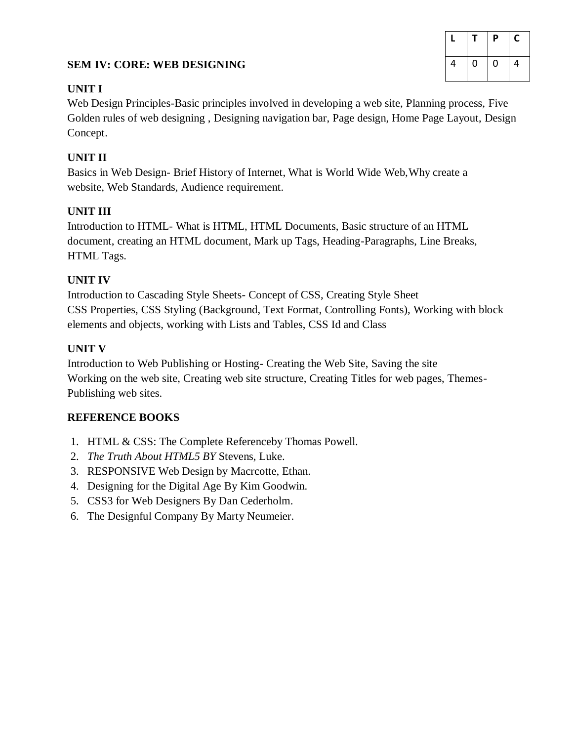## SEM IV: CORE: WEB DESIGNING

| L | T | P | C |
|---|---|---|---|
| 4 | 0 | 0 | 4 |

### UNIT I

Web Design Principles-Basic principles involved in developing a web site, Planning process, Five Golden rules of web designing , Designing navigation bar, Page design, Home Page Layout, Design Concept.

### UNIT II

Basics in Web Design- Brief History of Internet, What is World Wide Web,Why create a website, Web Standards, Audience requirement.

### UNIT III

Introduction to HTML- What is HTML, HTML Documents, Basic structure of an HTML document, creating an HTML document, Mark up Tags, Heading-Paragraphs, Line Breaks, HTML Tags.

### UNIT IV

Introduction to Cascading Style Sheets- Concept of CSS, Creating Style Sheet CSS Properties, CSS Styling (Background, Text Format, Controlling Fonts), Working with block elements and objects, working with Lists and Tables, CSS Id and Class

### UNIT V

Introduction to Web Publishing or Hosting- Creating the Web Site, Saving the site Working on the web site, Creating web site structure, Creating Titles for web pages, Themes-Publishing web sites.

### REFERENCE BOOKS

1. HTML & CSS: The Complete Referenceby Thomas Powell.
2. *The Truth About HTML5 BY* Stevens, Luke.
3. RESPONSIVE Web Design by Macrcotte, Ethan.
4. Designing for the Digital Age By Kim Goodwin.
5. CSS3 for Web Designers By Dan Cederholm.
6. The Designful Company By Marty Neumeier.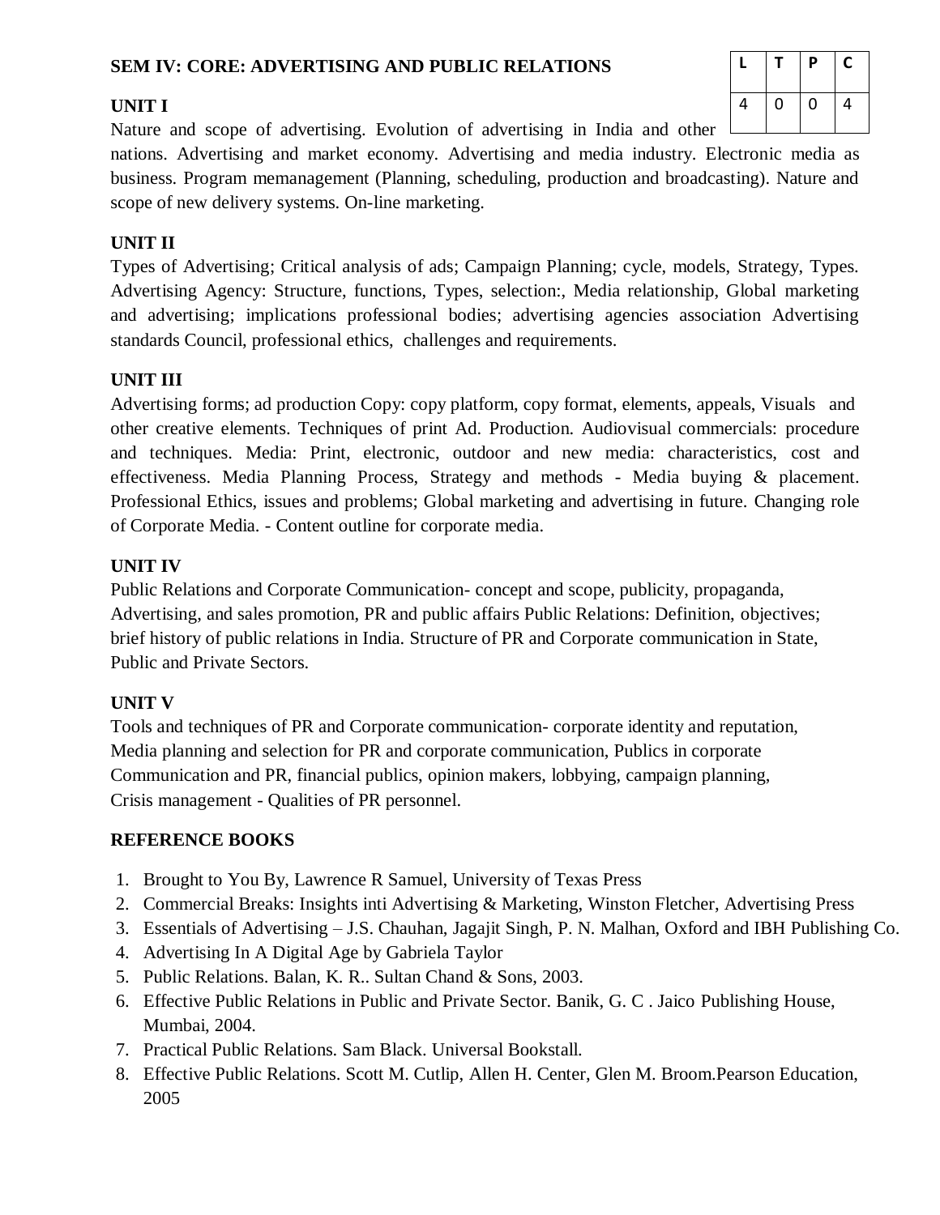## SEM IV: CORE: ADVERTISING AND PUBLIC RELATIONS

| L | T | P | C |
|---|---|---|---|
| 4 | 0 | 0 | 4 |

### UNIT I

Nature and scope of advertising. Evolution of advertising in India and other nations. Advertising and market economy. Advertising and media industry. Electronic media as business. Program memanagement (Planning, scheduling, production and broadcasting). Nature and scope of new delivery systems. On-line marketing.

### UNIT II

Types of Advertising; Critical analysis of ads; Campaign Planning; cycle, models, Strategy, Types. Advertising Agency: Structure, functions, Types, selection:, Media relationship, Global marketing and advertising; implications professional bodies; advertising agencies association Advertising standards Council, professional ethics, challenges and requirements.

### UNIT III

Advertising forms; ad production Copy: copy platform, copy format, elements, appeals, Visuals and other creative elements. Techniques of print Ad. Production. Audiovisual commercials: procedure and techniques. Media: Print, electronic, outdoor and new media: characteristics, cost and effectiveness. Media Planning Process, Strategy and methods - Media buying & placement. Professional Ethics, issues and problems; Global marketing and advertising in future. Changing role of Corporate Media. - Content outline for corporate media.

### UNIT IV

Public Relations and Corporate Communication- concept and scope, publicity, propaganda, Advertising, and sales promotion, PR and public affairs Public Relations: Definition, objectives; brief history of public relations in India. Structure of PR and Corporate communication in State, Public and Private Sectors.

### UNIT V

Tools and techniques of PR and Corporate communication- corporate identity and reputation, Media planning and selection for PR and corporate communication, Publics in corporate Communication and PR, financial publics, opinion makers, lobbying, campaign planning, Crisis management - Qualities of PR personnel.

### REFERENCE BOOKS

1. Brought to You By, Lawrence R Samuel, University of Texas Press
2. Commercial Breaks: Insights inti Advertising & Marketing, Winston Fletcher, Advertising Press
3. Essentials of Advertising – J.S. Chauhan, Jagajit Singh, P. N. Malhan, Oxford and IBH Publishing Co.
4. Advertising In A Digital Age by Gabriela Taylor
5. Public Relations. Balan, K. R.. Sultan Chand & Sons, 2003.
6. Effective Public Relations in Public and Private Sector. Banik, G. C . Jaico Publishing House, Mumbai, 2004.
7. Practical Public Relations. Sam Black. Universal Bookstall.
8. Effective Public Relations. Scott M. Cutlip, Allen H. Center, Glen M. Broom.Pearson Education, 2005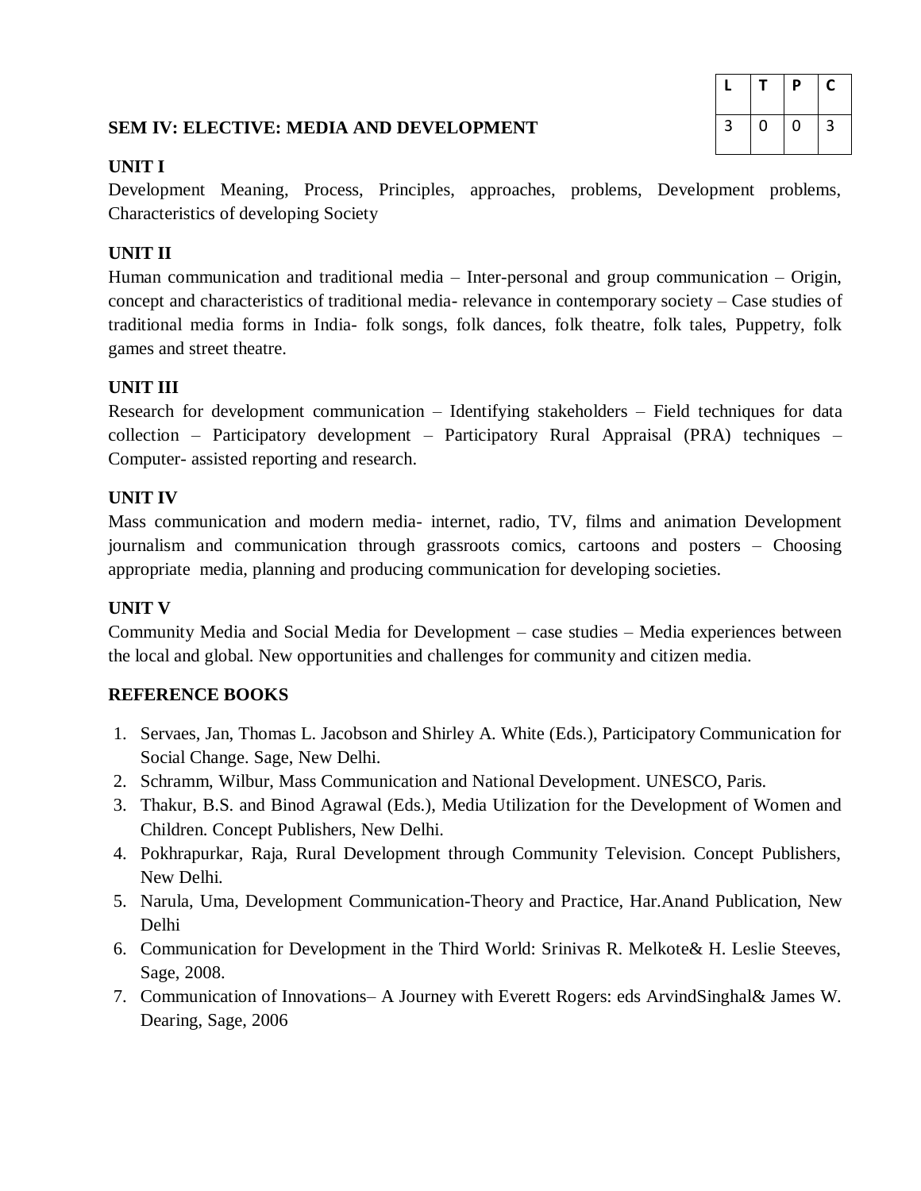| L | T | P | C |
|---|---|---|---|
| 3 | 0 | 0 | 3 |

## SEM IV: ELECTIVE: MEDIA AND DEVELOPMENT

### UNIT I

Development Meaning, Process, Principles, approaches, problems, Development problems, Characteristics of developing Society

### UNIT II

Human communication and traditional media – Inter-personal and group communication – Origin, concept and characteristics of traditional media- relevance in contemporary society – Case studies of traditional media forms in India- folk songs, folk dances, folk theatre, folk tales, Puppetry, folk games and street theatre.

### UNIT III

Research for development communication – Identifying stakeholders – Field techniques for data collection – Participatory development – Participatory Rural Appraisal (PRA) techniques – Computer- assisted reporting and research.

### UNIT IV

Mass communication and modern media- internet, radio, TV, films and animation Development journalism and communication through grassroots comics, cartoons and posters – Choosing appropriate media, planning and producing communication for developing societies.

### UNIT V

Community Media and Social Media for Development – case studies – Media experiences between the local and global. New opportunities and challenges for community and citizen media.

### REFERENCE BOOKS

1. Servaes, Jan, Thomas L. Jacobson and Shirley A. White (Eds.), Participatory Communication for Social Change. Sage, New Delhi.
2. Schramm, Wilbur, Mass Communication and National Development. UNESCO, Paris.
3. Thakur, B.S. and Binod Agrawal (Eds.), Media Utilization for the Development of Women and Children. Concept Publishers, New Delhi.
4. Pokhrapurkar, Raja, Rural Development through Community Television. Concept Publishers, New Delhi.
5. Narula, Uma, Development Communication-Theory and Practice, Har.Anand Publication, New Delhi
6. Communication for Development in the Third World: Srinivas R. Melkote& H. Leslie Steeves, Sage, 2008.
7. Communication of Innovations– A Journey with Everett Rogers: eds ArvindSinghal& James W. Dearing, Sage, 2006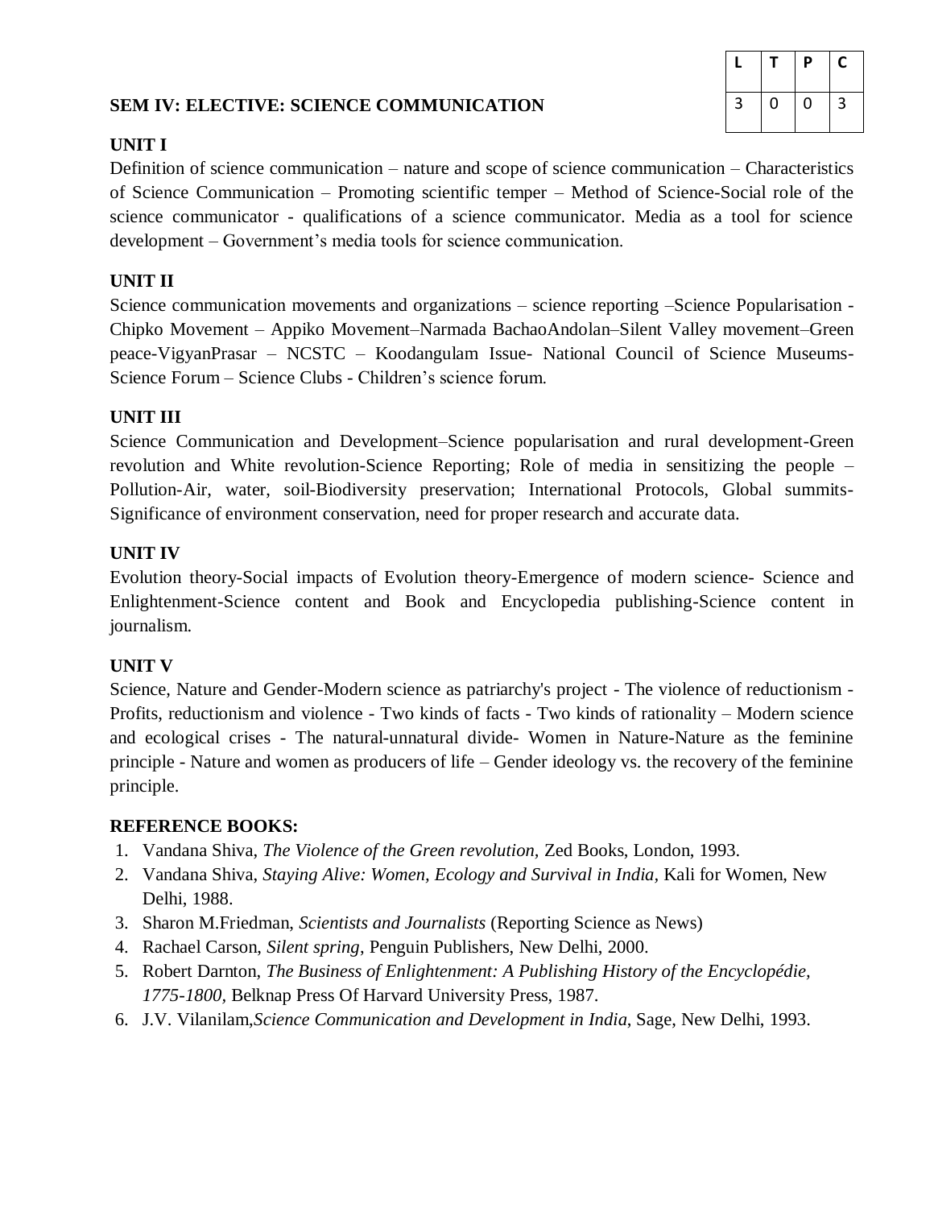## SEM IV: ELECTIVE: SCIENCE COMMUNICATION

| L | T | P | C |
|---|---|---|---|
| 3 | 0 | 0 | 3 |

### UNIT I

Definition of science communication – nature and scope of science communication – Characteristics of Science Communication – Promoting scientific temper – Method of Science-Social role of the science communicator - qualifications of a science communicator. Media as a tool for science development – Government's media tools for science communication.

### UNIT II

Science communication movements and organizations – science reporting –Science Popularisation - Chipko Movement – Appiko Movement–Narmada BachaoAndolan–Silent Valley movement–Green peace-VigyanPrasar – NCSTC – Koodangulam Issue- National Council of Science Museums-Science Forum – Science Clubs - Children's science forum.

### UNIT III

Science Communication and Development–Science popularisation and rural development-Green revolution and White revolution-Science Reporting; Role of media in sensitizing the people – Pollution-Air, water, soil-Biodiversity preservation; International Protocols, Global summits-Significance of environment conservation, need for proper research and accurate data.

### UNIT IV

Evolution theory-Social impacts of Evolution theory-Emergence of modern science- Science and Enlightenment-Science content and Book and Encyclopedia publishing-Science content in journalism.

### UNIT V

Science, Nature and Gender-Modern science as patriarchy's project - The violence of reductionism - Profits, reductionism and violence - Two kinds of facts - Two kinds of rationality – Modern science and ecological crises - The natural-unnatural divide- Women in Nature-Nature as the feminine principle - Nature and women as producers of life – Gender ideology vs. the recovery of the feminine principle.

### REFERENCE BOOKS:

1. Vandana Shiva, *The Violence of the Green revolution,* Zed Books, London, 1993.
2. Vandana Shiva, *Staying Alive: Women, Ecology and Survival in India,* Kali for Women, New Delhi, 1988.
3. Sharon M.Friedman, *Scientists and Journalists* (Reporting Science as News)
4. Rachael Carson, *Silent spring*, Penguin Publishers, New Delhi, 2000.
5. Robert Darnton, *The Business of Enlightenment: A Publishing History of the Encyclopédie, 1775-1800*, Belknap Press Of Harvard University Press, 1987.
6. J.V. Vilanilam,*Science Communication and Development in India*, Sage, New Delhi, 1993.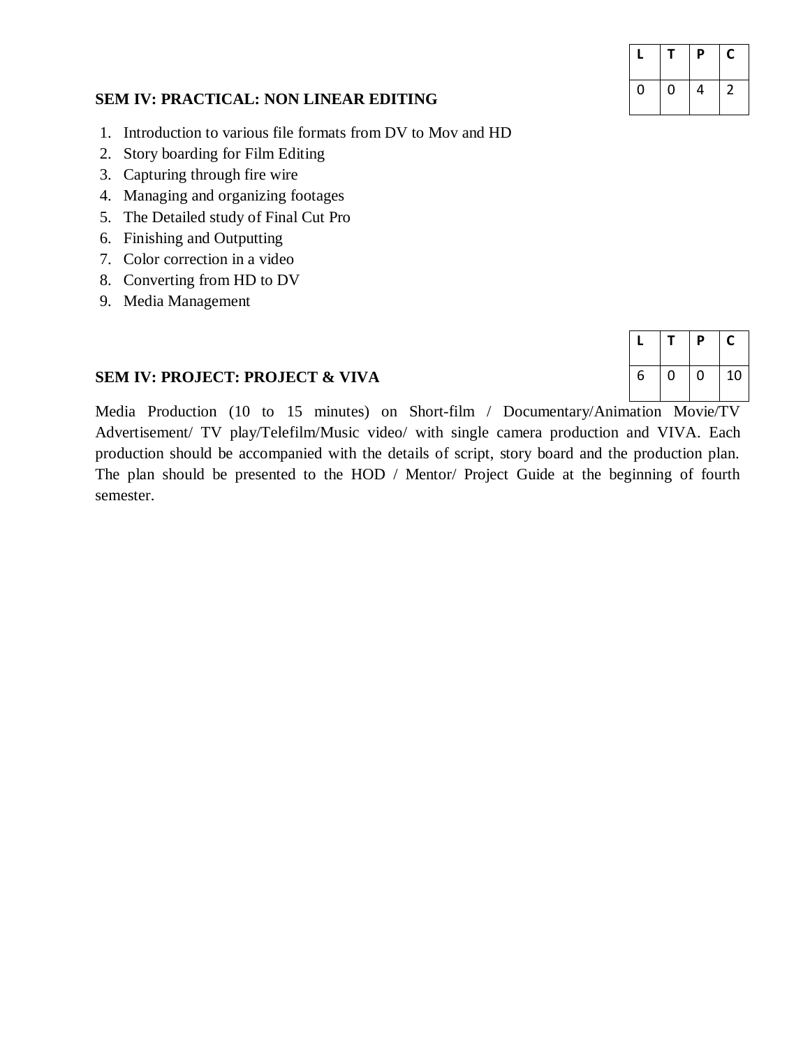| L | T | P | C |
|---|---|---|---|
| 0 | 0 | 4 | 2 |

**SEM IV: PRACTICAL: NON LINEAR EDITING**

1. Introduction to various file formats from DV to Mov and HD
2. Story boarding for Film Editing
3. Capturing through fire wire
4. Managing and organizing footages
5. The Detailed study of Final Cut Pro
6. Finishing and Outputting
7. Color correction in a video
8. Converting from HD to DV
9. Media Management

| L | T | P | C |
|---|---|---|---|
| 6 | 0 | 0 | 10 |

**SEM IV: PROJECT: PROJECT & VIVA**

Media Production (10 to 15 minutes) on Short-film / Documentary/Animation Movie/TV Advertisement/ TV play/Telefilm/Music video/ with single camera production and VIVA. Each production should be accompanied with the details of script, story board and the production plan. The plan should be presented to the HOD / Mentor/ Project Guide at the beginning of fourth semester.